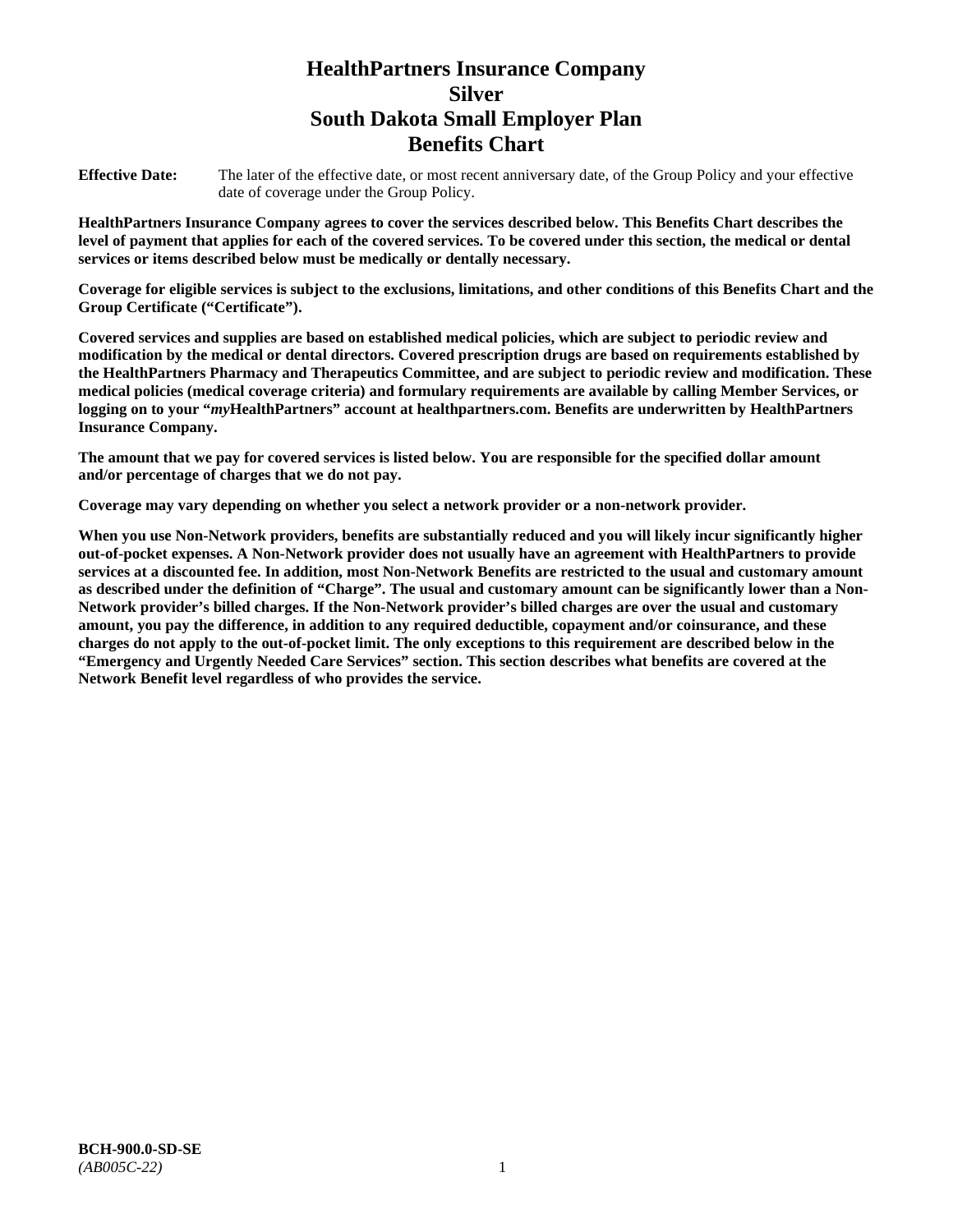# HealthPartners Insurance Company
# Silver
# South Dakota Small Employer Plan
# Benefits Chart

**Effective Date:** The later of the effective date, or most recent anniversary date, of the Group Policy and your effective date of coverage under the Group Policy.

**HealthPartners Insurance Company agrees to cover the services described below. This Benefits Chart describes the level of payment that applies for each of the covered services. To be covered under this section, the medical or dental services or items described below must be medically or dentally necessary.**

**Coverage for eligible services is subject to the exclusions, limitations, and other conditions of this Benefits Chart and the Group Certificate ("Certificate").**

**Covered services and supplies are based on established medical policies, which are subject to periodic review and modification by the medical or dental directors. Covered prescription drugs are based on requirements established by the HealthPartners Pharmacy and Therapeutics Committee, and are subject to periodic review and modification. These medical policies (medical coverage criteria) and formulary requirements are available by calling Member Services, or logging on to your "*my*HealthPartners" account at healthpartners.com. Benefits are underwritten by HealthPartners Insurance Company.**

**The amount that we pay for covered services is listed below. You are responsible for the specified dollar amount and/or percentage of charges that we do not pay.**

**Coverage may vary depending on whether you select a network provider or a non-network provider.**

**When you use Non-Network providers, benefits are substantially reduced and you will likely incur significantly higher out-of-pocket expenses. A Non-Network provider does not usually have an agreement with HealthPartners to provide services at a discounted fee. In addition, most Non-Network Benefits are restricted to the usual and customary amount as described under the definition of "Charge". The usual and customary amount can be significantly lower than a Non-Network provider's billed charges. If the Non-Network provider's billed charges are over the usual and customary amount, you pay the difference, in addition to any required deductible, copayment and/or coinsurance, and these charges do not apply to the out-of-pocket limit. The only exceptions to this requirement are described below in the "Emergency and Urgently Needed Care Services" section. This section describes what benefits are covered at the Network Benefit level regardless of who provides the service.**

**BCH-900.0-SD-SE**
*(AB005C-22)*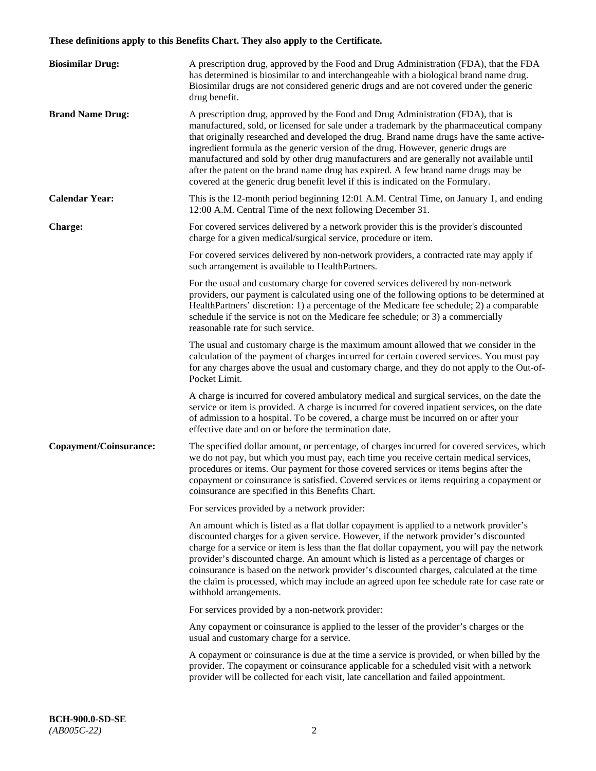**These definitions apply to this Benefits Chart. They also apply to the Certificate.**

**Biosimilar Drug:** A prescription drug, approved by the Food and Drug Administration (FDA), that the FDA has determined is biosimilar to and interchangeable with a biological brand name drug. Biosimilar drugs are not considered generic drugs and are not covered under the generic drug benefit.

**Brand Name Drug:** A prescription drug, approved by the Food and Drug Administration (FDA), that is manufactured, sold, or licensed for sale under a trademark by the pharmaceutical company that originally researched and developed the drug. Brand name drugs have the same active-ingredient formula as the generic version of the drug. However, generic drugs are manufactured and sold by other drug manufacturers and are generally not available until after the patent on the brand name drug has expired. A few brand name drugs may be covered at the generic drug benefit level if this is indicated on the Formulary.

**Calendar Year:** This is the 12-month period beginning 12:01 A.M. Central Time, on January 1, and ending 12:00 A.M. Central Time of the next following December 31.

**Charge:** For covered services delivered by a network provider this is the provider's discounted charge for a given medical/surgical service, procedure or item.

For covered services delivered by non-network providers, a contracted rate may apply if such arrangement is available to HealthPartners.

For the usual and customary charge for covered services delivered by non-network providers, our payment is calculated using one of the following options to be determined at HealthPartners' discretion: 1) a percentage of the Medicare fee schedule; 2) a comparable schedule if the service is not on the Medicare fee schedule; or 3) a commercially reasonable rate for such service.

The usual and customary charge is the maximum amount allowed that we consider in the calculation of the payment of charges incurred for certain covered services. You must pay for any charges above the usual and customary charge, and they do not apply to the Out-of-Pocket Limit.

A charge is incurred for covered ambulatory medical and surgical services, on the date the service or item is provided. A charge is incurred for covered inpatient services, on the date of admission to a hospital. To be covered, a charge must be incurred on or after your effective date and on or before the termination date.

**Copayment/Coinsurance:** The specified dollar amount, or percentage, of charges incurred for covered services, which we do not pay, but which you must pay, each time you receive certain medical services, procedures or items. Our payment for those covered services or items begins after the copayment or coinsurance is satisfied. Covered services or items requiring a copayment or coinsurance are specified in this Benefits Chart.

For services provided by a network provider:

An amount which is listed as a flat dollar copayment is applied to a network provider's discounted charges for a given service. However, if the network provider's discounted charge for a service or item is less than the flat dollar copayment, you will pay the network provider's discounted charge. An amount which is listed as a percentage of charges or coinsurance is based on the network provider's discounted charges, calculated at the time the claim is processed, which may include an agreed upon fee schedule rate for case rate or withhold arrangements.

For services provided by a non-network provider:

Any copayment or coinsurance is applied to the lesser of the provider's charges or the usual and customary charge for a service.

A copayment or coinsurance is due at the time a service is provided, or when billed by the provider. The copayment or coinsurance applicable for a scheduled visit with a network provider will be collected for each visit, late cancellation and failed appointment.

**BCH-900.0-SD-SE**
*(AB005C-22)*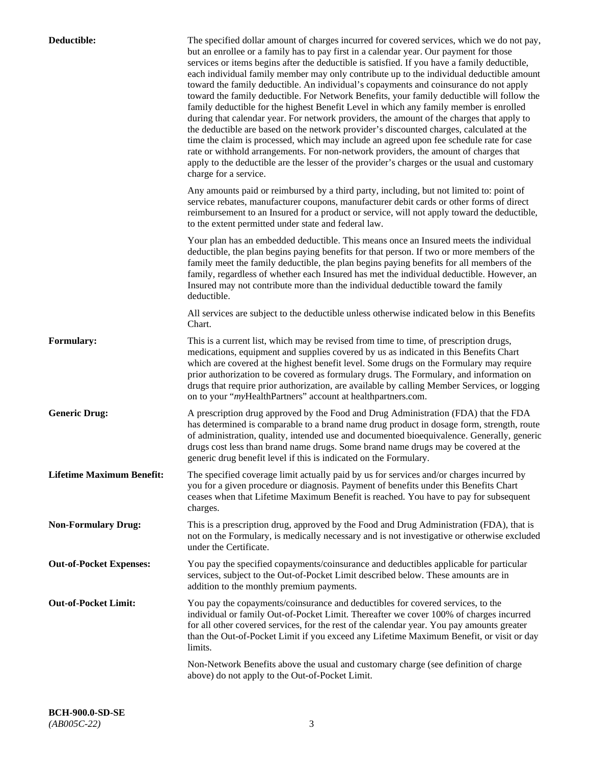**Deductible:** The specified dollar amount of charges incurred for covered services, which we do not pay, but an enrollee or a family has to pay first in a calendar year. Our payment for those services or items begins after the deductible is satisfied. If you have a family deductible, each individual family member may only contribute up to the individual deductible amount toward the family deductible. An individual's copayments and coinsurance do not apply toward the family deductible. For Network Benefits, your family deductible will follow the family deductible for the highest Benefit Level in which any family member is enrolled during that calendar year. For network providers, the amount of the charges that apply to the deductible are based on the network provider's discounted charges, calculated at the time the claim is processed, which may include an agreed upon fee schedule rate for case rate or withhold arrangements. For non-network providers, the amount of charges that apply to the deductible are the lesser of the provider's charges or the usual and customary charge for a service.

Any amounts paid or reimbursed by a third party, including, but not limited to: point of service rebates, manufacturer coupons, manufacturer debit cards or other forms of direct reimbursement to an Insured for a product or service, will not apply toward the deductible, to the extent permitted under state and federal law.

Your plan has an embedded deductible. This means once an Insured meets the individual deductible, the plan begins paying benefits for that person. If two or more members of the family meet the family deductible, the plan begins paying benefits for all members of the family, regardless of whether each Insured has met the individual deductible. However, an Insured may not contribute more than the individual deductible toward the family deductible.

All services are subject to the deductible unless otherwise indicated below in this Benefits Chart.

**Formulary:** This is a current list, which may be revised from time to time, of prescription drugs, medications, equipment and supplies covered by us as indicated in this Benefits Chart which are covered at the highest benefit level. Some drugs on the Formulary may require prior authorization to be covered as formulary drugs. The Formulary, and information on drugs that require prior authorization, are available by calling Member Services, or logging on to your "*my*HealthPartners" account at healthpartners.com.

**Generic Drug:** A prescription drug approved by the Food and Drug Administration (FDA) that the FDA has determined is comparable to a brand name drug product in dosage form, strength, route of administration, quality, intended use and documented bioequivalence. Generally, generic drugs cost less than brand name drugs. Some brand name drugs may be covered at the generic drug benefit level if this is indicated on the Formulary.

**Lifetime Maximum Benefit:** The specified coverage limit actually paid by us for services and/or charges incurred by you for a given procedure or diagnosis. Payment of benefits under this Benefits Chart ceases when that Lifetime Maximum Benefit is reached. You have to pay for subsequent charges.

**Non-Formulary Drug:** This is a prescription drug, approved by the Food and Drug Administration (FDA), that is not on the Formulary, is medically necessary and is not investigative or otherwise excluded under the Certificate.

**Out-of-Pocket Expenses:** You pay the specified copayments/coinsurance and deductibles applicable for particular services, subject to the Out-of-Pocket Limit described below. These amounts are in addition to the monthly premium payments.

**Out-of-Pocket Limit:** You pay the copayments/coinsurance and deductibles for covered services, to the individual or family Out-of-Pocket Limit. Thereafter we cover 100% of charges incurred for all other covered services, for the rest of the calendar year. You pay amounts greater than the Out-of-Pocket Limit if you exceed any Lifetime Maximum Benefit, or visit or day limits.

Non-Network Benefits above the usual and customary charge (see definition of charge above) do not apply to the Out-of-Pocket Limit.

**BCH-900.0-SD-SE**
*(AB005C-22)*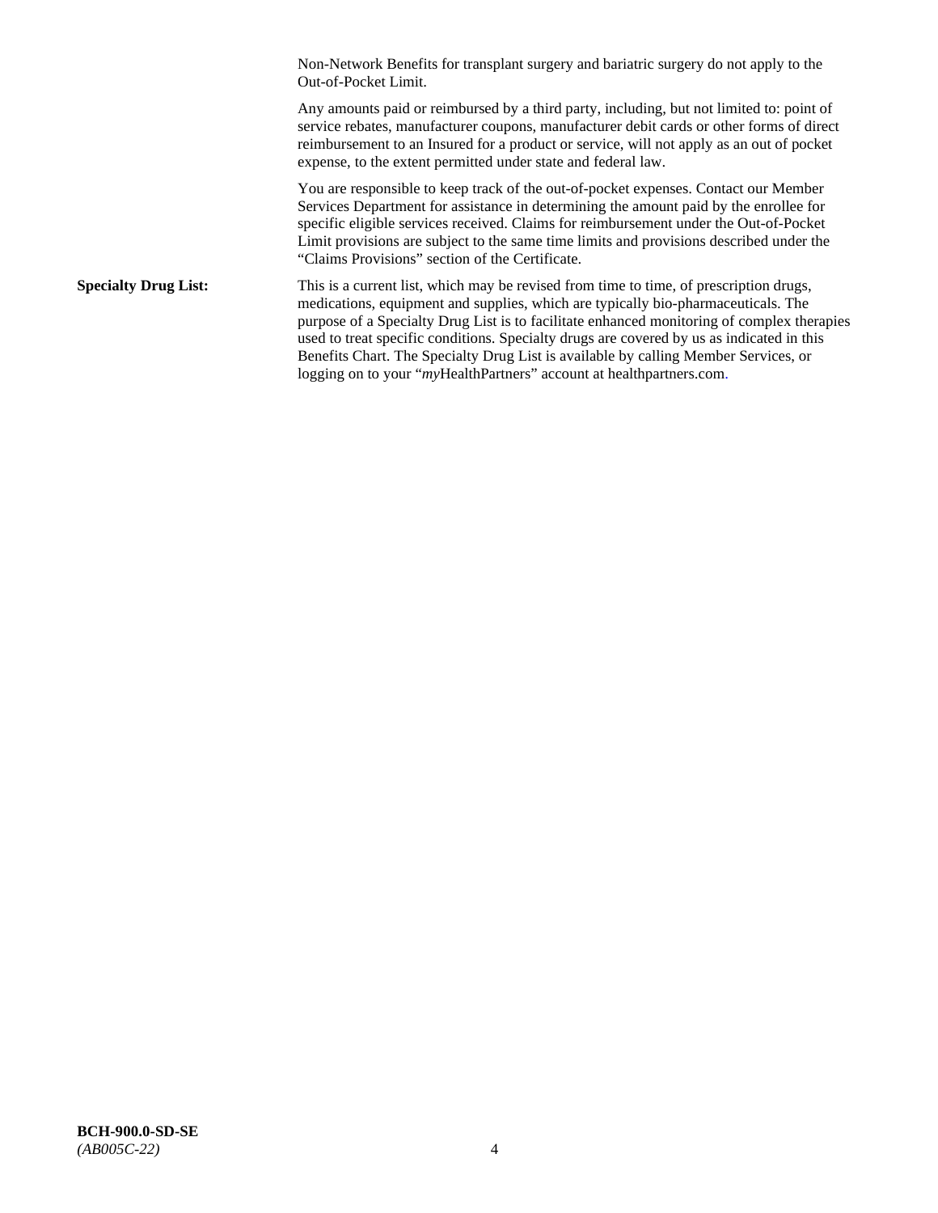Non-Network Benefits for transplant surgery and bariatric surgery do not apply to the Out-of-Pocket Limit.

Any amounts paid or reimbursed by a third party, including, but not limited to: point of service rebates, manufacturer coupons, manufacturer debit cards or other forms of direct reimbursement to an Insured for a product or service, will not apply as an out of pocket expense, to the extent permitted under state and federal law.

You are responsible to keep track of the out-of-pocket expenses. Contact our Member Services Department for assistance in determining the amount paid by the enrollee for specific eligible services received. Claims for reimbursement under the Out-of-Pocket Limit provisions are subject to the same time limits and provisions described under the "Claims Provisions" section of the Certificate.

**Specialty Drug List:** This is a current list, which may be revised from time to time, of prescription drugs, medications, equipment and supplies, which are typically bio-pharmaceuticals. The purpose of a Specialty Drug List is to facilitate enhanced monitoring of complex therapies used to treat specific conditions. Specialty drugs are covered by us as indicated in this Benefits Chart. The Specialty Drug List is available by calling Member Services, or logging on to your "*my*HealthPartners" account at healthpartners.com.

**BCH-900.0-SD-SE**
*(AB005C-22)*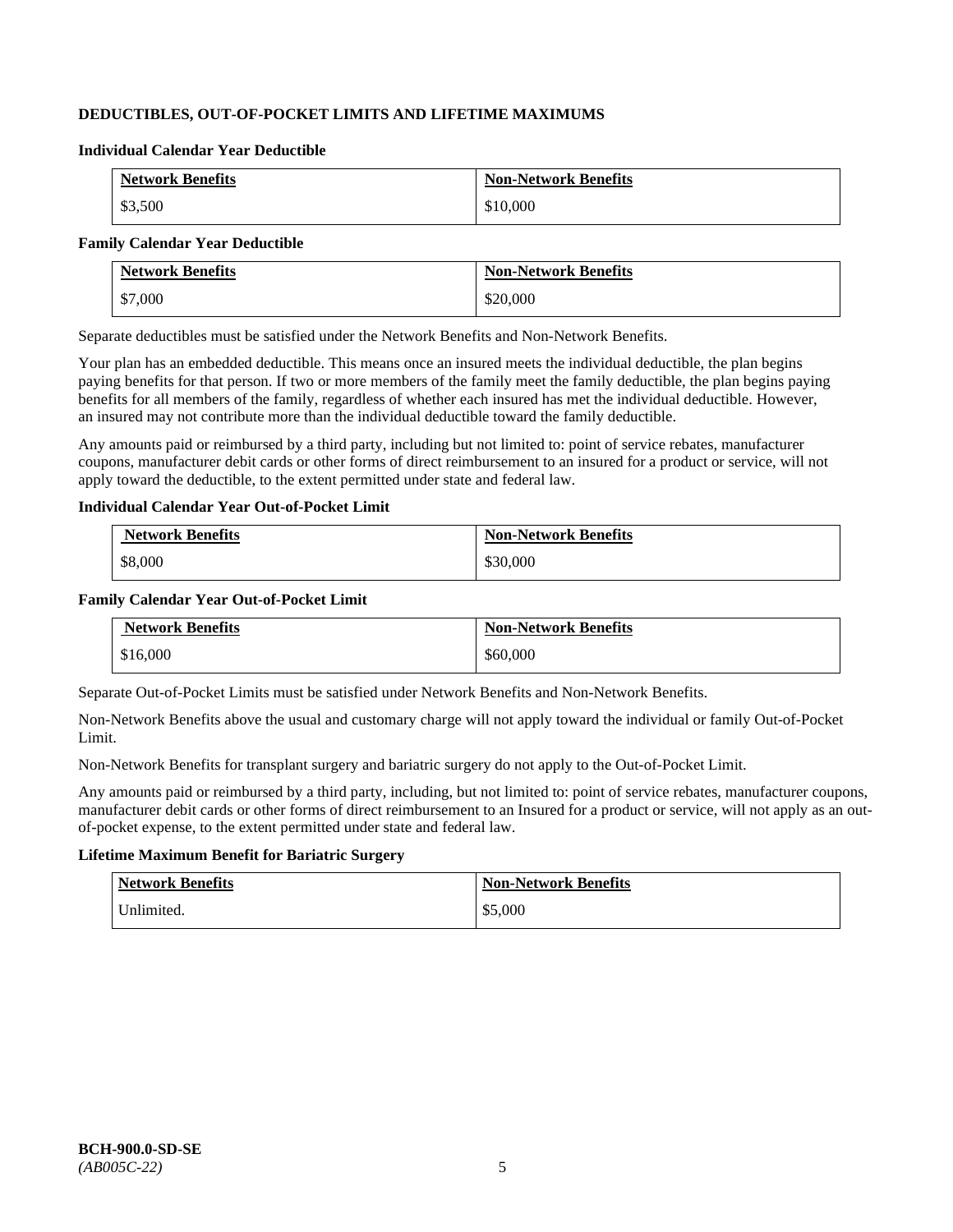### DEDUCTIBLES, OUT-OF-POCKET LIMITS AND LIFETIME MAXIMUMS

#### Individual Calendar Year Deductible

| Network Benefits | Non-Network Benefits |
|---|---|
| $3,500 | $10,000 |

#### Family Calendar Year Deductible

| Network Benefits | Non-Network Benefits |
|---|---|
| $7,000 | $20,000 |

Separate deductibles must be satisfied under the Network Benefits and Non-Network Benefits.

Your plan has an embedded deductible. This means once an insured meets the individual deductible, the plan begins paying benefits for that person. If two or more members of the family meet the family deductible, the plan begins paying benefits for all members of the family, regardless of whether each insured has met the individual deductible. However, an insured may not contribute more than the individual deductible toward the family deductible.

Any amounts paid or reimbursed by a third party, including but not limited to: point of service rebates, manufacturer coupons, manufacturer debit cards or other forms of direct reimbursement to an insured for a product or service, will not apply toward the deductible, to the extent permitted under state and federal law.

#### Individual Calendar Year Out-of-Pocket Limit

| Network Benefits | Non-Network Benefits |
|---|---|
| $8,000 | $30,000 |

#### Family Calendar Year Out-of-Pocket Limit

| Network Benefits | Non-Network Benefits |
|---|---|
| $16,000 | $60,000 |

Separate Out-of-Pocket Limits must be satisfied under Network Benefits and Non-Network Benefits.

Non-Network Benefits above the usual and customary charge will not apply toward the individual or family Out-of-Pocket Limit.

Non-Network Benefits for transplant surgery and bariatric surgery do not apply to the Out-of-Pocket Limit.

Any amounts paid or reimbursed by a third party, including, but not limited to: point of service rebates, manufacturer coupons, manufacturer debit cards or other forms of direct reimbursement to an Insured for a product or service, will not apply as an out-of-pocket expense, to the extent permitted under state and federal law.

#### Lifetime Maximum Benefit for Bariatric Surgery

| Network Benefits | Non-Network Benefits |
|---|---|
| Unlimited. | $5,000 |

**BCH-900.0-SD-SE**
*(AB005C-22)*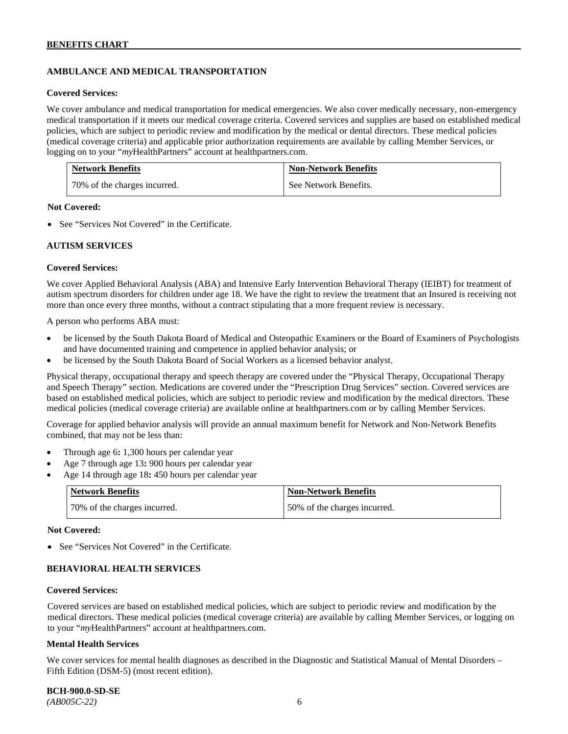## AMBULANCE AND MEDICAL TRANSPORTATION

**Covered Services:**

We cover ambulance and medical transportation for medical emergencies. We also cover medically necessary, non-emergency medical transportation if it meets our medical coverage criteria. Covered services and supplies are based on established medical policies, which are subject to periodic review and modification by the medical or dental directors. These medical policies (medical coverage criteria) and applicable prior authorization requirements are available by calling Member Services, or logging on to your "*my*HealthPartners" account at healthpartners.com.

| Network Benefits | Non-Network Benefits |
|---|---|
| 70% of the charges incurred. | See Network Benefits. |

**Not Covered:**

- See "Services Not Covered" in the Certificate.

## AUTISM SERVICES

**Covered Services:**

We cover Applied Behavioral Analysis (ABA) and Intensive Early Intervention Behavioral Therapy (IEIBT) for treatment of autism spectrum disorders for children under age 18. We have the right to review the treatment that an Insured is receiving not more than once every three months, without a contract stipulating that a more frequent review is necessary.

A person who performs ABA must:

- be licensed by the South Dakota Board of Medical and Osteopathic Examiners or the Board of Examiners of Psychologists and have documented training and competence in applied behavior analysis; or
- be licensed by the South Dakota Board of Social Workers as a licensed behavior analyst.

Physical therapy, occupational therapy and speech therapy are covered under the "Physical Therapy, Occupational Therapy and Speech Therapy" section. Medications are covered under the "Prescription Drug Services" section. Covered services are based on established medical policies, which are subject to periodic review and modification by the medical directors. These medical policies (medical coverage criteria) are available online at healthpartners.com or by calling Member Services.

Coverage for applied behavior analysis will provide an annual maximum benefit for Network and Non-Network Benefits combined, that may not be less than:

- Through age 6**:** 1,300 hours per calendar year
- Age 7 through age 13**:** 900 hours per calendar year
- Age 14 through age 18**:** 450 hours per calendar year

| Network Benefits | Non-Network Benefits |
|---|---|
| 70% of the charges incurred. | 50% of the charges incurred. |

**Not Covered:**

- See "Services Not Covered" in the Certificate.

## BEHAVIORAL HEALTH SERVICES

**Covered Services:**

Covered services are based on established medical policies, which are subject to periodic review and modification by the medical directors. These medical policies (medical coverage criteria) are available by calling Member Services, or logging on to your "*my*HealthPartners" account at healthpartners.com.

**Mental Health Services**

We cover services for mental health diagnoses as described in the Diagnostic and Statistical Manual of Mental Disorders – Fifth Edition (DSM-5) (most recent edition).

**BCH-900.0-SD-SE**
*(AB005C-22)*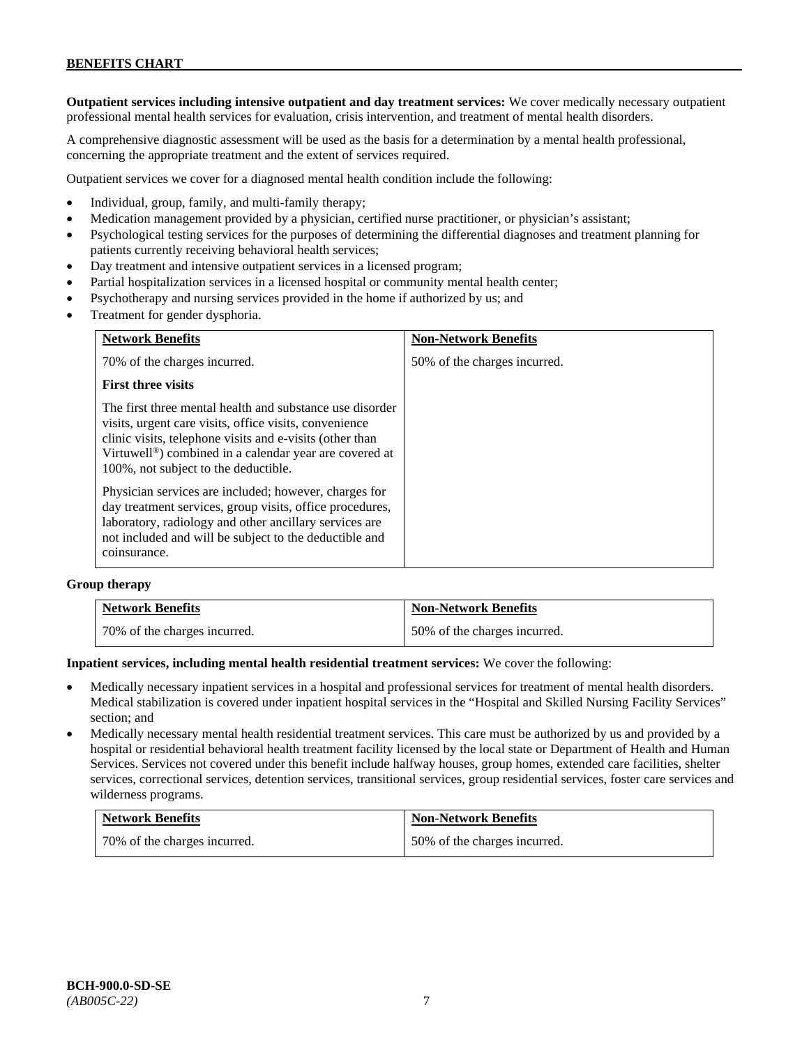**Outpatient services including intensive outpatient and day treatment services:** We cover medically necessary outpatient professional mental health services for evaluation, crisis intervention, and treatment of mental health disorders.

A comprehensive diagnostic assessment will be used as the basis for a determination by a mental health professional, concerning the appropriate treatment and the extent of services required.

Outpatient services we cover for a diagnosed mental health condition include the following:

- Individual, group, family, and multi-family therapy;
- Medication management provided by a physician, certified nurse practitioner, or physician's assistant;
- Psychological testing services for the purposes of determining the differential diagnoses and treatment planning for patients currently receiving behavioral health services;
- Day treatment and intensive outpatient services in a licensed program;
- Partial hospitalization services in a licensed hospital or community mental health center;
- Psychotherapy and nursing services provided in the home if authorized by us; and
- Treatment for gender dysphoria.

| Network Benefits | Non-Network Benefits |
|---|---|
| 70% of the charges incurred.<br><br>**First three visits**<br><br>The first three mental health and substance use disorder visits, urgent care visits, office visits, convenience clinic visits, telephone visits and e-visits (other than Virtuwell®) combined in a calendar year are covered at 100%, not subject to the deductible.<br><br>Physician services are included; however, charges for day treatment services, group visits, office procedures, laboratory, radiology and other ancillary services are not included and will be subject to the deductible and coinsurance. | 50% of the charges incurred. |

**Group therapy**

| Network Benefits | Non-Network Benefits |
|---|---|
| 70% of the charges incurred. | 50% of the charges incurred. |

**Inpatient services, including mental health residential treatment services:** We cover the following:

- Medically necessary inpatient services in a hospital and professional services for treatment of mental health disorders. Medical stabilization is covered under inpatient hospital services in the "Hospital and Skilled Nursing Facility Services" section; and
- Medically necessary mental health residential treatment services. This care must be authorized by us and provided by a hospital or residential behavioral health treatment facility licensed by the local state or Department of Health and Human Services. Services not covered under this benefit include halfway houses, group homes, extended care facilities, shelter services, correctional services, detention services, transitional services, group residential services, foster care services and wilderness programs.

| Network Benefits | Non-Network Benefits |
|---|---|
| 70% of the charges incurred. | 50% of the charges incurred. |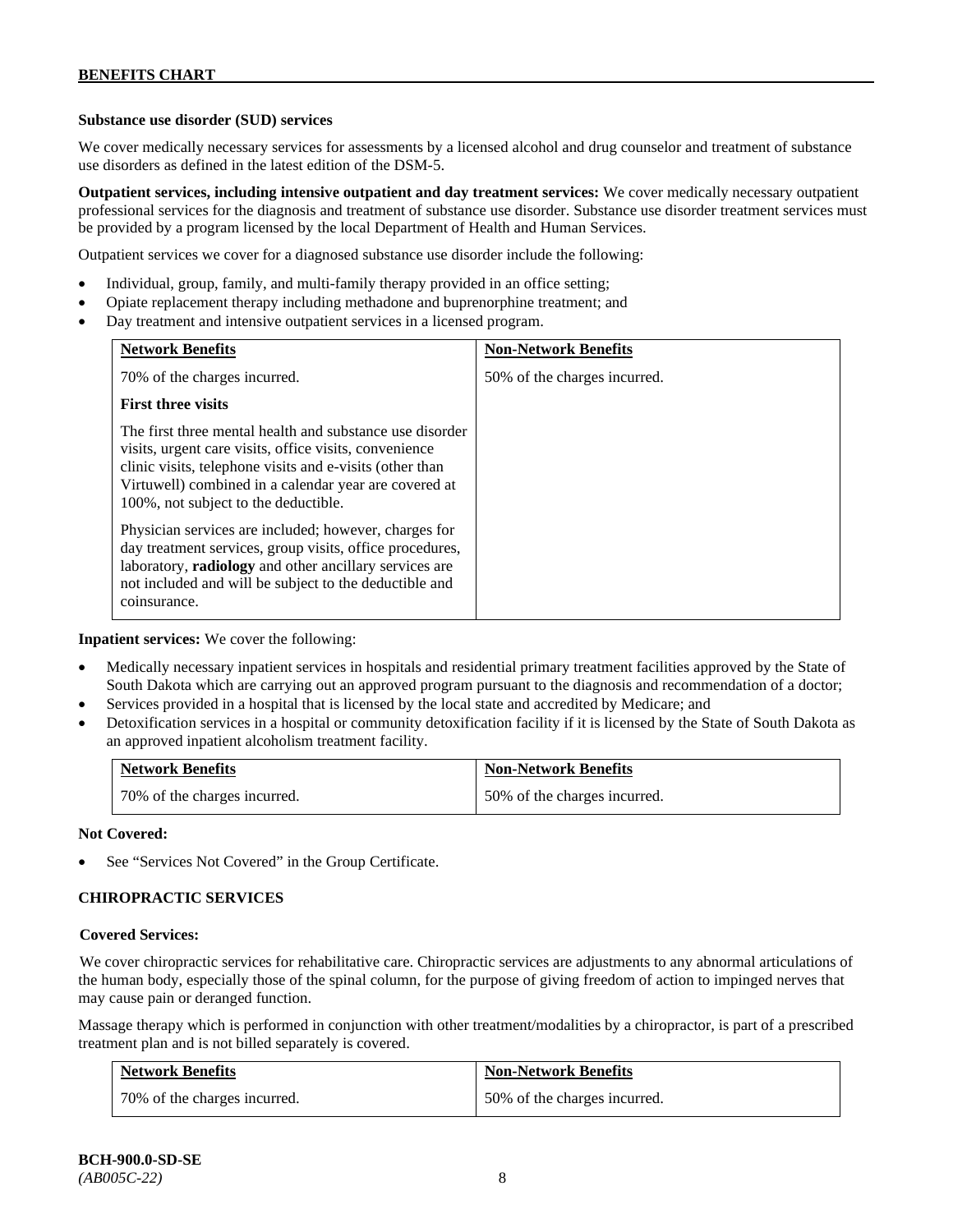**Substance use disorder (SUD) services**

We cover medically necessary services for assessments by a licensed alcohol and drug counselor and treatment of substance use disorders as defined in the latest edition of the DSM-5.

**Outpatient services, including intensive outpatient and day treatment services:** We cover medically necessary outpatient professional services for the diagnosis and treatment of substance use disorder. Substance use disorder treatment services must be provided by a program licensed by the local Department of Health and Human Services.

Outpatient services we cover for a diagnosed substance use disorder include the following:

- Individual, group, family, and multi-family therapy provided in an office setting;
- Opiate replacement therapy including methadone and buprenorphine treatment; and
- Day treatment and intensive outpatient services in a licensed program.

| Network Benefits | Non-Network Benefits |
|---|---|
| 70% of the charges incurred.<br><br>**First three visits**<br><br>The first three mental health and substance use disorder visits, urgent care visits, office visits, convenience clinic visits, telephone visits and e-visits (other than Virtuwell) combined in a calendar year are covered at 100%, not subject to the deductible.<br><br>Physician services are included; however, charges for day treatment services, group visits, office procedures, laboratory, **radiology** and other ancillary services are not included and will be subject to the deductible and coinsurance. | 50% of the charges incurred. |

**Inpatient services:** We cover the following:

- Medically necessary inpatient services in hospitals and residential primary treatment facilities approved by the State of South Dakota which are carrying out an approved program pursuant to the diagnosis and recommendation of a doctor;
- Services provided in a hospital that is licensed by the local state and accredited by Medicare; and
- Detoxification services in a hospital or community detoxification facility if it is licensed by the State of South Dakota as an approved inpatient alcoholism treatment facility.

| Network Benefits | Non-Network Benefits |
|---|---|
| 70% of the charges incurred. | 50% of the charges incurred. |

**Not Covered:**

- See "Services Not Covered" in the Group Certificate.

## CHIROPRACTIC SERVICES

**Covered Services:**

We cover chiropractic services for rehabilitative care. Chiropractic services are adjustments to any abnormal articulations of the human body, especially those of the spinal column, for the purpose of giving freedom of action to impinged nerves that may cause pain or deranged function.

Massage therapy which is performed in conjunction with other treatment/modalities by a chiropractor, is part of a prescribed treatment plan and is not billed separately is covered.

| Network Benefits | Non-Network Benefits |
|---|---|
| 70% of the charges incurred. | 50% of the charges incurred. |

**BCH-900.0-SD-SE**
*(AB005C-22)*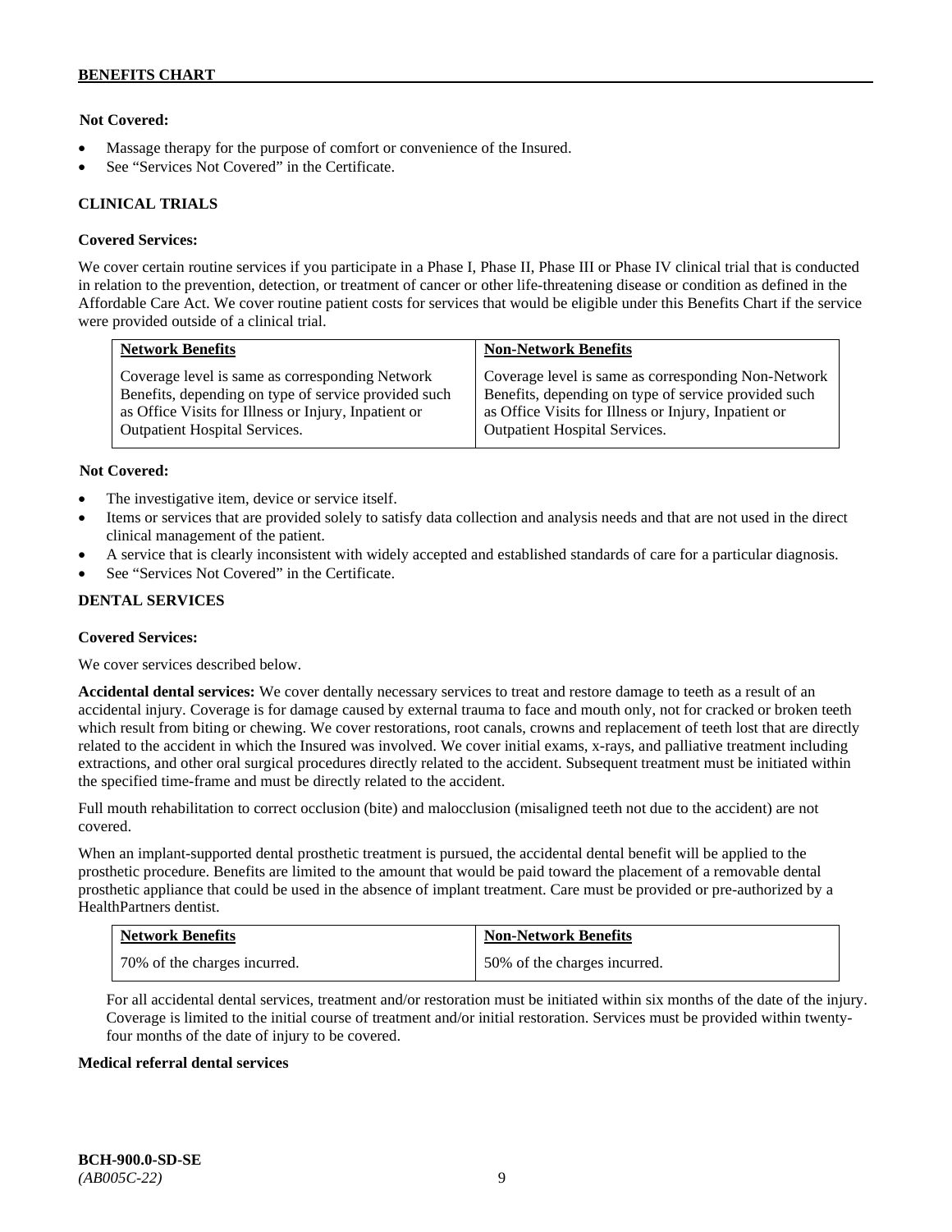**Not Covered:**

- Massage therapy for the purpose of comfort or convenience of the Insured.
- See "Services Not Covered" in the Certificate.

**CLINICAL TRIALS**

**Covered Services:**

We cover certain routine services if you participate in a Phase I, Phase II, Phase III or Phase IV clinical trial that is conducted in relation to the prevention, detection, or treatment of cancer or other life-threatening disease or condition as defined in the Affordable Care Act. We cover routine patient costs for services that would be eligible under this Benefits Chart if the service were provided outside of a clinical trial.

| Network Benefits | Non-Network Benefits |
|---|---|
| Coverage level is same as corresponding Network Benefits, depending on type of service provided such as Office Visits for Illness or Injury, Inpatient or Outpatient Hospital Services. | Coverage level is same as corresponding Non-Network Benefits, depending on type of service provided such as Office Visits for Illness or Injury, Inpatient or Outpatient Hospital Services. |

**Not Covered:**

- The investigative item, device or service itself.
- Items or services that are provided solely to satisfy data collection and analysis needs and that are not used in the direct clinical management of the patient.
- A service that is clearly inconsistent with widely accepted and established standards of care for a particular diagnosis.
- See "Services Not Covered" in the Certificate.

**DENTAL SERVICES**

**Covered Services:**

We cover services described below.

**Accidental dental services:** We cover dentally necessary services to treat and restore damage to teeth as a result of an accidental injury. Coverage is for damage caused by external trauma to face and mouth only, not for cracked or broken teeth which result from biting or chewing. We cover restorations, root canals, crowns and replacement of teeth lost that are directly related to the accident in which the Insured was involved. We cover initial exams, x-rays, and palliative treatment including extractions, and other oral surgical procedures directly related to the accident. Subsequent treatment must be initiated within the specified time-frame and must be directly related to the accident.

Full mouth rehabilitation to correct occlusion (bite) and malocclusion (misaligned teeth not due to the accident) are not covered.

When an implant-supported dental prosthetic treatment is pursued, the accidental dental benefit will be applied to the prosthetic procedure. Benefits are limited to the amount that would be paid toward the placement of a removable dental prosthetic appliance that could be used in the absence of implant treatment. Care must be provided or pre-authorized by a HealthPartners dentist.

| Network Benefits | Non-Network Benefits |
|---|---|
| 70% of the charges incurred. | 50% of the charges incurred. |

For all accidental dental services, treatment and/or restoration must be initiated within six months of the date of the injury. Coverage is limited to the initial course of treatment and/or initial restoration. Services must be provided within twenty-four months of the date of injury to be covered.

**Medical referral dental services**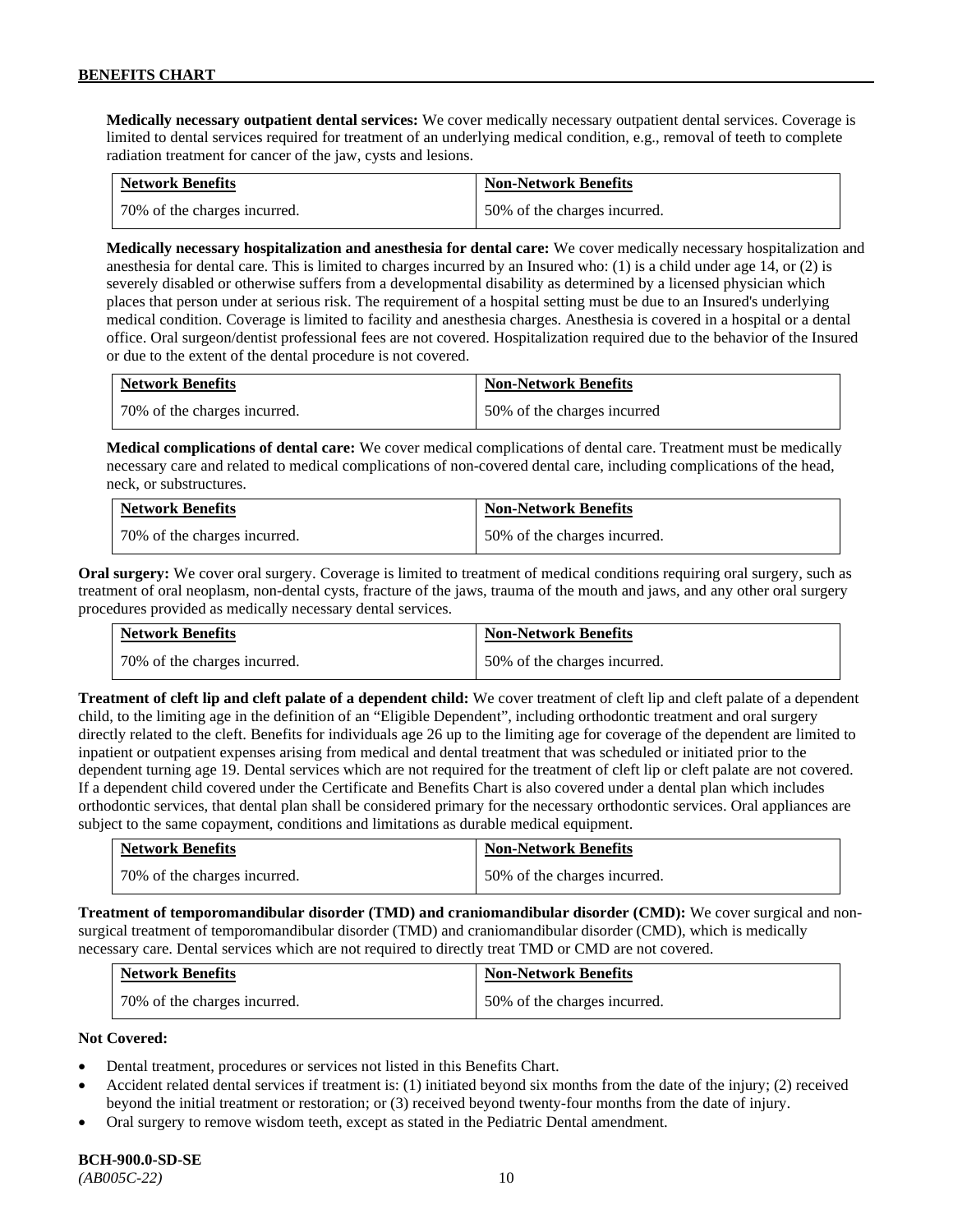**Medically necessary outpatient dental services:** We cover medically necessary outpatient dental services. Coverage is limited to dental services required for treatment of an underlying medical condition, e.g., removal of teeth to complete radiation treatment for cancer of the jaw, cysts and lesions.

| Network Benefits | Non-Network Benefits |
|---|---|
| 70% of the charges incurred. | 50% of the charges incurred. |

**Medically necessary hospitalization and anesthesia for dental care:** We cover medically necessary hospitalization and anesthesia for dental care. This is limited to charges incurred by an Insured who: (1) is a child under age 14, or (2) is severely disabled or otherwise suffers from a developmental disability as determined by a licensed physician which places that person under at serious risk. The requirement of a hospital setting must be due to an Insured's underlying medical condition. Coverage is limited to facility and anesthesia charges. Anesthesia is covered in a hospital or a dental office. Oral surgeon/dentist professional fees are not covered. Hospitalization required due to the behavior of the Insured or due to the extent of the dental procedure is not covered.

| Network Benefits | Non-Network Benefits |
|---|---|
| 70% of the charges incurred. | 50% of the charges incurred |

**Medical complications of dental care:** We cover medical complications of dental care. Treatment must be medically necessary care and related to medical complications of non-covered dental care, including complications of the head, neck, or substructures.

| Network Benefits | Non-Network Benefits |
|---|---|
| 70% of the charges incurred. | 50% of the charges incurred. |

**Oral surgery:** We cover oral surgery. Coverage is limited to treatment of medical conditions requiring oral surgery, such as treatment of oral neoplasm, non-dental cysts, fracture of the jaws, trauma of the mouth and jaws, and any other oral surgery procedures provided as medically necessary dental services.

| Network Benefits | Non-Network Benefits |
|---|---|
| 70% of the charges incurred. | 50% of the charges incurred. |

**Treatment of cleft lip and cleft palate of a dependent child:** We cover treatment of cleft lip and cleft palate of a dependent child, to the limiting age in the definition of an "Eligible Dependent", including orthodontic treatment and oral surgery directly related to the cleft. Benefits for individuals age 26 up to the limiting age for coverage of the dependent are limited to inpatient or outpatient expenses arising from medical and dental treatment that was scheduled or initiated prior to the dependent turning age 19. Dental services which are not required for the treatment of cleft lip or cleft palate are not covered. If a dependent child covered under the Certificate and Benefits Chart is also covered under a dental plan which includes orthodontic services, that dental plan shall be considered primary for the necessary orthodontic services. Oral appliances are subject to the same copayment, conditions and limitations as durable medical equipment.

| Network Benefits | Non-Network Benefits |
|---|---|
| 70% of the charges incurred. | 50% of the charges incurred. |

**Treatment of temporomandibular disorder (TMD) and craniomandibular disorder (CMD):** We cover surgical and non-surgical treatment of temporomandibular disorder (TMD) and craniomandibular disorder (CMD), which is medically necessary care. Dental services which are not required to directly treat TMD or CMD are not covered.

| Network Benefits | Non-Network Benefits |
|---|---|
| 70% of the charges incurred. | 50% of the charges incurred. |

**Not Covered:**

- Dental treatment, procedures or services not listed in this Benefits Chart.
- Accident related dental services if treatment is: (1) initiated beyond six months from the date of the injury; (2) received beyond the initial treatment or restoration; or (3) received beyond twenty-four months from the date of injury.
- Oral surgery to remove wisdom teeth, except as stated in the Pediatric Dental amendment.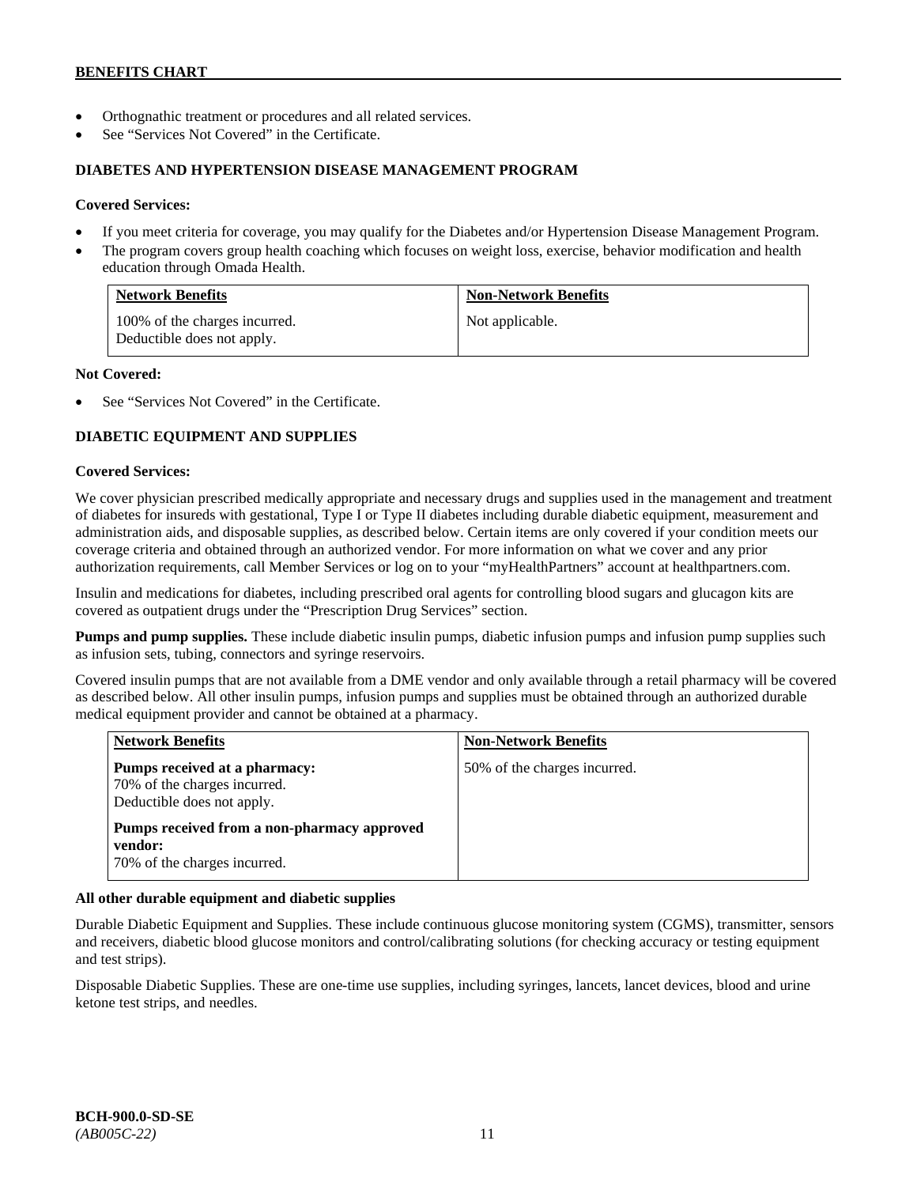- Orthognathic treatment or procedures and all related services.
- See "Services Not Covered" in the Certificate.

## DIABETES AND HYPERTENSION DISEASE MANAGEMENT PROGRAM

**Covered Services:**

- If you meet criteria for coverage, you may qualify for the Diabetes and/or Hypertension Disease Management Program.
- The program covers group health coaching which focuses on weight loss, exercise, behavior modification and health education through Omada Health.

| Network Benefits | Non-Network Benefits |
| --- | --- |
| 100% of the charges incurred. Deductible does not apply. | Not applicable. |

**Not Covered:**

- See "Services Not Covered" in the Certificate.

## DIABETIC EQUIPMENT AND SUPPLIES

**Covered Services:**

We cover physician prescribed medically appropriate and necessary drugs and supplies used in the management and treatment of diabetes for insureds with gestational, Type I or Type II diabetes including durable diabetic equipment, measurement and administration aids, and disposable supplies, as described below. Certain items are only covered if your condition meets our coverage criteria and obtained through an authorized vendor. For more information on what we cover and any prior authorization requirements, call Member Services or log on to your "myHealthPartners" account at healthpartners.com.

Insulin and medications for diabetes, including prescribed oral agents for controlling blood sugars and glucagon kits are covered as outpatient drugs under the "Prescription Drug Services" section.

**Pumps and pump supplies.** These include diabetic insulin pumps, diabetic infusion pumps and infusion pump supplies such as infusion sets, tubing, connectors and syringe reservoirs.

Covered insulin pumps that are not available from a DME vendor and only available through a retail pharmacy will be covered as described below. All other insulin pumps, infusion pumps and supplies must be obtained through an authorized durable medical equipment provider and cannot be obtained at a pharmacy.

| Network Benefits | Non-Network Benefits |
| --- | --- |
| **Pumps received at a pharmacy:** 70% of the charges incurred. Deductible does not apply. **Pumps received from a non-pharmacy approved vendor:** 70% of the charges incurred. | 50% of the charges incurred. |

**All other durable equipment and diabetic supplies**

Durable Diabetic Equipment and Supplies. These include continuous glucose monitoring system (CGMS), transmitter, sensors and receivers, diabetic blood glucose monitors and control/calibrating solutions (for checking accuracy or testing equipment and test strips).

Disposable Diabetic Supplies. These are one-time use supplies, including syringes, lancets, lancet devices, blood and urine ketone test strips, and needles.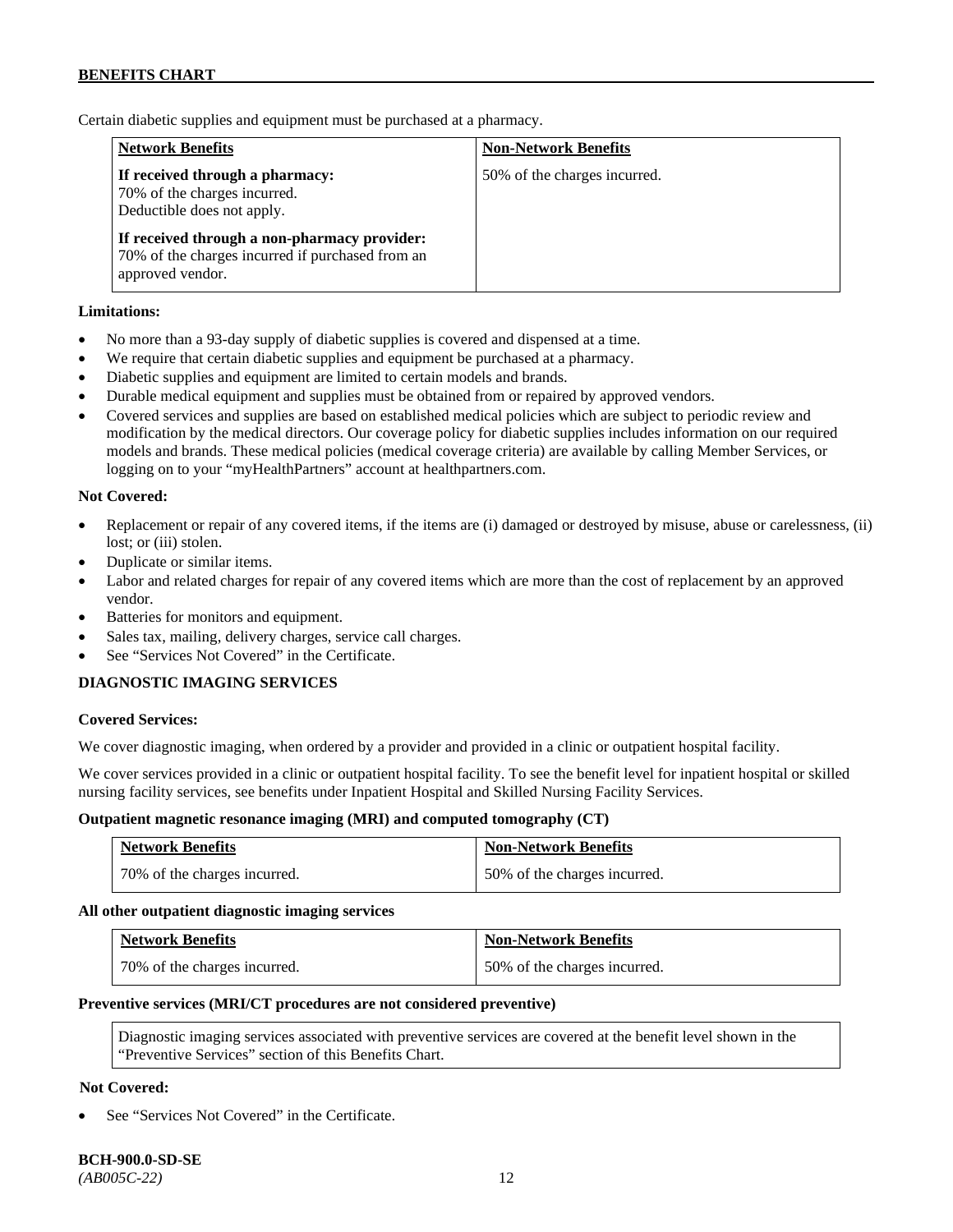Certain diabetic supplies and equipment must be purchased at a pharmacy.

| Network Benefits | Non-Network Benefits |
| --- | --- |
| **If received through a pharmacy:** 70% of the charges incurred. Deductible does not apply. **If received through a non-pharmacy provider:** 70% of the charges incurred if purchased from an approved vendor. | 50% of the charges incurred. |

**Limitations:**

- No more than a 93-day supply of diabetic supplies is covered and dispensed at a time.
- We require that certain diabetic supplies and equipment be purchased at a pharmacy.
- Diabetic supplies and equipment are limited to certain models and brands.
- Durable medical equipment and supplies must be obtained from or repaired by approved vendors.
- Covered services and supplies are based on established medical policies which are subject to periodic review and modification by the medical directors. Our coverage policy for diabetic supplies includes information on our required models and brands. These medical policies (medical coverage criteria) are available by calling Member Services, or logging on to your "myHealthPartners" account at healthpartners.com.

**Not Covered:**

- Replacement or repair of any covered items, if the items are (i) damaged or destroyed by misuse, abuse or carelessness, (ii) lost; or (iii) stolen.
- Duplicate or similar items.
- Labor and related charges for repair of any covered items which are more than the cost of replacement by an approved vendor.
- Batteries for monitors and equipment.
- Sales tax, mailing, delivery charges, service call charges.
- See "Services Not Covered" in the Certificate.

**DIAGNOSTIC IMAGING SERVICES**

**Covered Services:**

We cover diagnostic imaging, when ordered by a provider and provided in a clinic or outpatient hospital facility.

We cover services provided in a clinic or outpatient hospital facility. To see the benefit level for inpatient hospital or skilled nursing facility services, see benefits under Inpatient Hospital and Skilled Nursing Facility Services.

**Outpatient magnetic resonance imaging (MRI) and computed tomography (CT)**

| Network Benefits | Non-Network Benefits |
| --- | --- |
| 70% of the charges incurred. | 50% of the charges incurred. |

**All other outpatient diagnostic imaging services**

| Network Benefits | Non-Network Benefits |
| --- | --- |
| 70% of the charges incurred. | 50% of the charges incurred. |

**Preventive services (MRI/CT procedures are not considered preventive)**

Diagnostic imaging services associated with preventive services are covered at the benefit level shown in the "Preventive Services" section of this Benefits Chart.

**Not Covered:**

- See "Services Not Covered" in the Certificate.

**BCH-900.0-SD-SE**
*(AB005C-22)*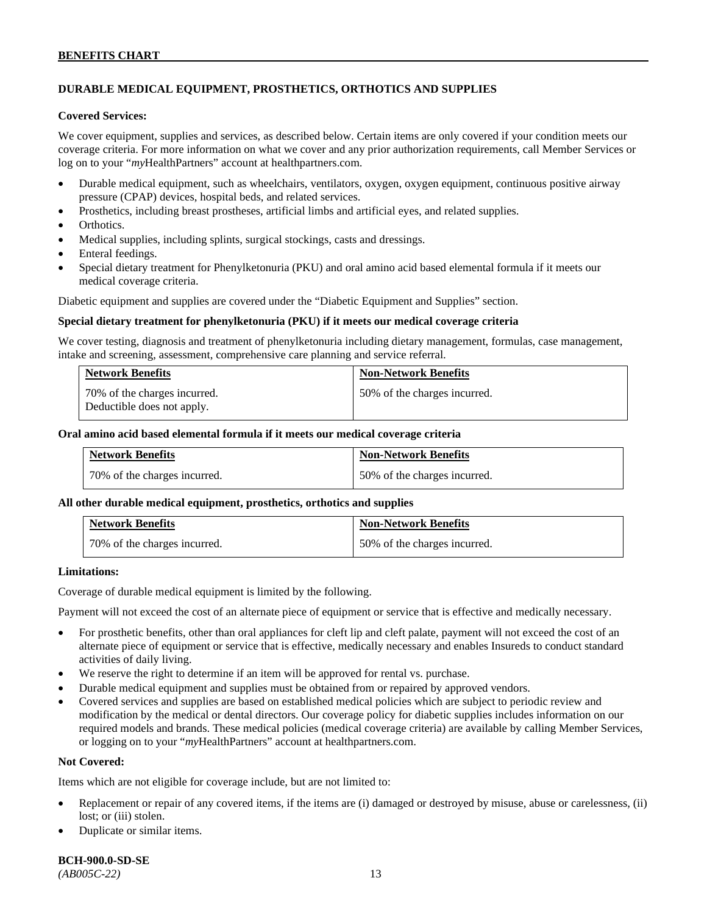## DURABLE MEDICAL EQUIPMENT, PROSTHETICS, ORTHOTICS AND SUPPLIES

**Covered Services:**

We cover equipment, supplies and services, as described below. Certain items are only covered if your condition meets our coverage criteria. For more information on what we cover and any prior authorization requirements, call Member Services or log on to your "*my*HealthPartners" account at healthpartners.com.

- Durable medical equipment, such as wheelchairs, ventilators, oxygen, oxygen equipment, continuous positive airway pressure (CPAP) devices, hospital beds, and related services.
- Prosthetics, including breast prostheses, artificial limbs and artificial eyes, and related supplies.
- Orthotics.
- Medical supplies, including splints, surgical stockings, casts and dressings.
- Enteral feedings.
- Special dietary treatment for Phenylketonuria (PKU) and oral amino acid based elemental formula if it meets our medical coverage criteria.

Diabetic equipment and supplies are covered under the "Diabetic Equipment and Supplies" section.

**Special dietary treatment for phenylketonuria (PKU) if it meets our medical coverage criteria**

We cover testing, diagnosis and treatment of phenylketonuria including dietary management, formulas, case management, intake and screening, assessment, comprehensive care planning and service referral.

| Network Benefits | Non-Network Benefits |
|---|---|
| 70% of the charges incurred. Deductible does not apply. | 50% of the charges incurred. |

**Oral amino acid based elemental formula if it meets our medical coverage criteria**

| Network Benefits | Non-Network Benefits |
|---|---|
| 70% of the charges incurred. | 50% of the charges incurred. |

**All other durable medical equipment, prosthetics, orthotics and supplies**

| Network Benefits | Non-Network Benefits |
|---|---|
| 70% of the charges incurred. | 50% of the charges incurred. |

**Limitations:**

Coverage of durable medical equipment is limited by the following.

Payment will not exceed the cost of an alternate piece of equipment or service that is effective and medically necessary.

- For prosthetic benefits, other than oral appliances for cleft lip and cleft palate, payment will not exceed the cost of an alternate piece of equipment or service that is effective, medically necessary and enables Insureds to conduct standard activities of daily living.
- We reserve the right to determine if an item will be approved for rental vs. purchase.
- Durable medical equipment and supplies must be obtained from or repaired by approved vendors.
- Covered services and supplies are based on established medical policies which are subject to periodic review and modification by the medical or dental directors. Our coverage policy for diabetic supplies includes information on our required models and brands. These medical policies (medical coverage criteria) are available by calling Member Services, or logging on to your "*my*HealthPartners" account at healthpartners.com.

**Not Covered:**

Items which are not eligible for coverage include, but are not limited to:

- Replacement or repair of any covered items, if the items are (i) damaged or destroyed by misuse, abuse or carelessness, (ii) lost; or (iii) stolen.
- Duplicate or similar items.

**BCH-900.0-SD-SE**
*(AB005C-22)*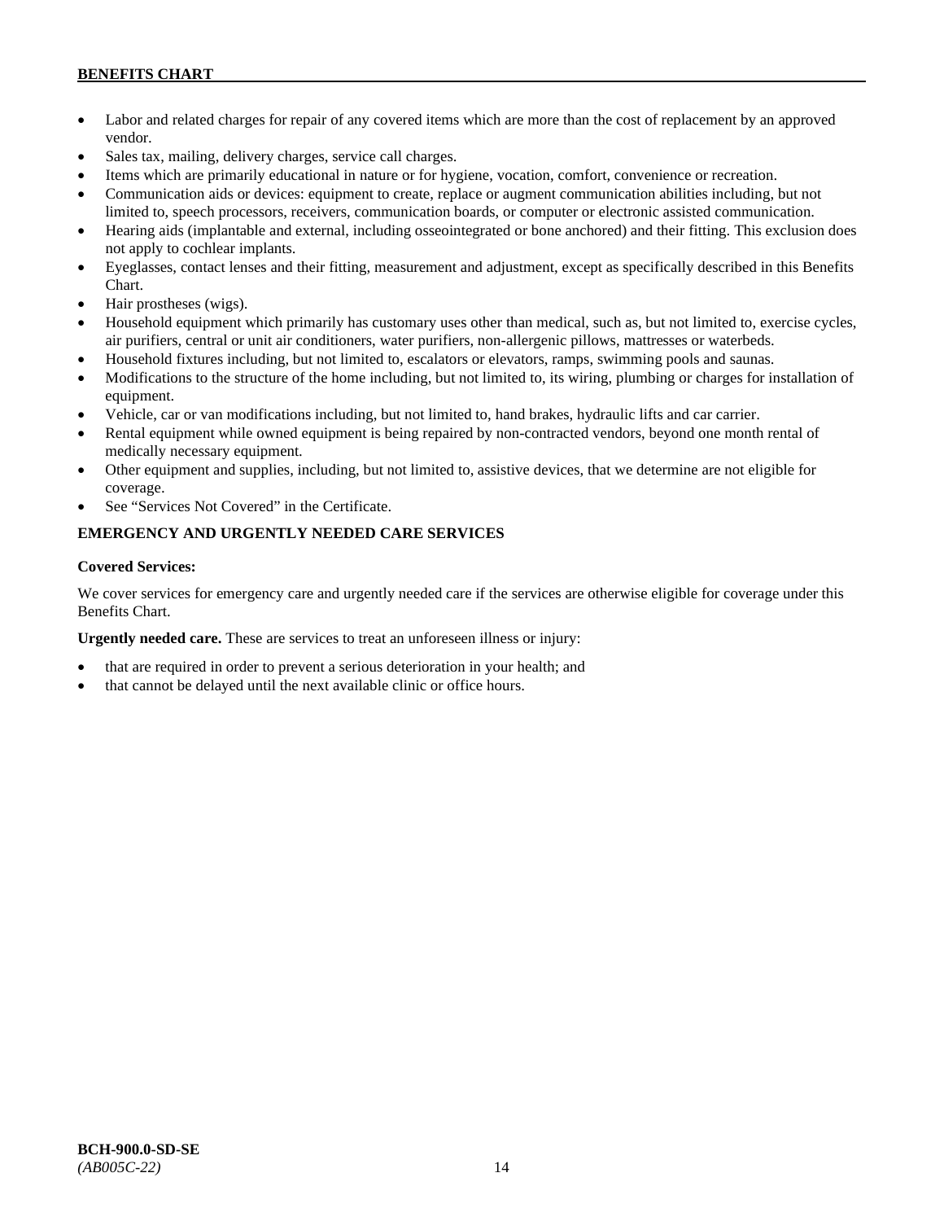- Labor and related charges for repair of any covered items which are more than the cost of replacement by an approved vendor.
- Sales tax, mailing, delivery charges, service call charges.
- Items which are primarily educational in nature or for hygiene, vocation, comfort, convenience or recreation.
- Communication aids or devices: equipment to create, replace or augment communication abilities including, but not limited to, speech processors, receivers, communication boards, or computer or electronic assisted communication.
- Hearing aids (implantable and external, including osseointegrated or bone anchored) and their fitting. This exclusion does not apply to cochlear implants.
- Eyeglasses, contact lenses and their fitting, measurement and adjustment, except as specifically described in this Benefits Chart.
- Hair prostheses (wigs).
- Household equipment which primarily has customary uses other than medical, such as, but not limited to, exercise cycles, air purifiers, central or unit air conditioners, water purifiers, non-allergenic pillows, mattresses or waterbeds.
- Household fixtures including, but not limited to, escalators or elevators, ramps, swimming pools and saunas.
- Modifications to the structure of the home including, but not limited to, its wiring, plumbing or charges for installation of equipment.
- Vehicle, car or van modifications including, but not limited to, hand brakes, hydraulic lifts and car carrier.
- Rental equipment while owned equipment is being repaired by non-contracted vendors, beyond one month rental of medically necessary equipment.
- Other equipment and supplies, including, but not limited to, assistive devices, that we determine are not eligible for coverage.
- See "Services Not Covered" in the Certificate.

## EMERGENCY AND URGENTLY NEEDED CARE SERVICES

**Covered Services:**

We cover services for emergency care and urgently needed care if the services are otherwise eligible for coverage under this Benefits Chart.

**Urgently needed care.** These are services to treat an unforeseen illness or injury:

- that are required in order to prevent a serious deterioration in your health; and
- that cannot be delayed until the next available clinic or office hours.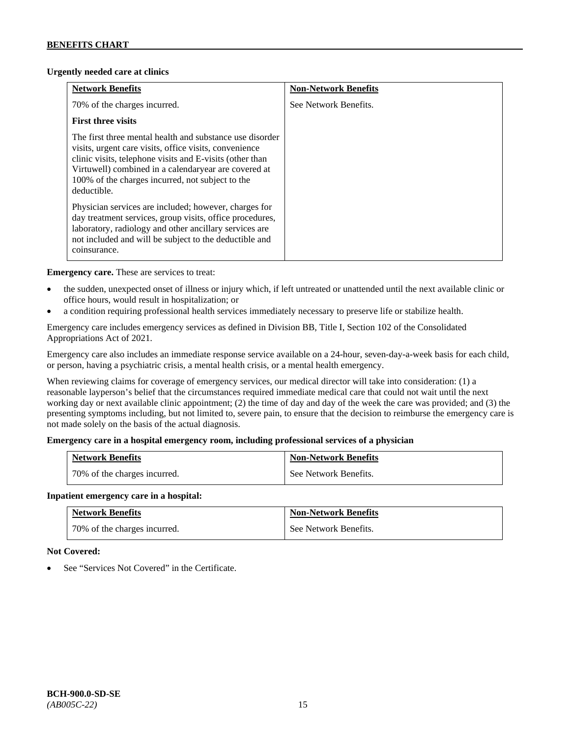**Urgently needed care at clinics**

| Network Benefits | Non-Network Benefits |
| --- | --- |
| 70% of the charges incurred.<br><br>**First three visits**<br><br>The first three mental health and substance use disorder visits, urgent care visits, office visits, convenience clinic visits, telephone visits and E-visits (other than Virtuwell) combined in a calendaryear are covered at 100% of the charges incurred, not subject to the deductible.<br><br>Physician services are included; however, charges for day treatment services, group visits, office procedures, laboratory, radiology and other ancillary services are not included and will be subject to the deductible and coinsurance. | See Network Benefits. |

**Emergency care.** These are services to treat:

- the sudden, unexpected onset of illness or injury which, if left untreated or unattended until the next available clinic or office hours, would result in hospitalization; or
- a condition requiring professional health services immediately necessary to preserve life or stabilize health.

Emergency care includes emergency services as defined in Division BB, Title I, Section 102 of the Consolidated Appropriations Act of 2021.

Emergency care also includes an immediate response service available on a 24-hour, seven-day-a-week basis for each child, or person, having a psychiatric crisis, a mental health crisis, or a mental health emergency.

When reviewing claims for coverage of emergency services, our medical director will take into consideration: (1) a reasonable layperson's belief that the circumstances required immediate medical care that could not wait until the next working day or next available clinic appointment; (2) the time of day and day of the week the care was provided; and (3) the presenting symptoms including, but not limited to, severe pain, to ensure that the decision to reimburse the emergency care is not made solely on the basis of the actual diagnosis.

**Emergency care in a hospital emergency room, including professional services of a physician**

| Network Benefits | Non-Network Benefits |
| --- | --- |
| 70% of the charges incurred. | See Network Benefits. |

**Inpatient emergency care in a hospital:**

| Network Benefits | Non-Network Benefits |
| --- | --- |
| 70% of the charges incurred. | See Network Benefits. |

**Not Covered:**

- See "Services Not Covered" in the Certificate.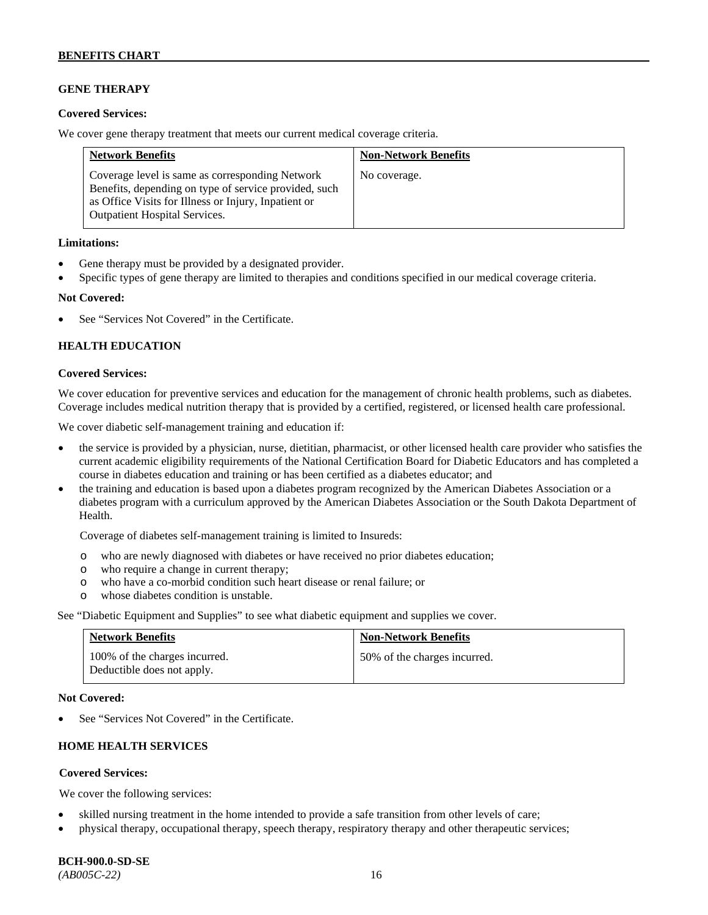## GENE THERAPY

**Covered Services:**

We cover gene therapy treatment that meets our current medical coverage criteria.

| Network Benefits | Non-Network Benefits |
|---|---|
| Coverage level is same as corresponding Network Benefits, depending on type of service provided, such as Office Visits for Illness or Injury, Inpatient or Outpatient Hospital Services. | No coverage. |

**Limitations:**

- Gene therapy must be provided by a designated provider.
- Specific types of gene therapy are limited to therapies and conditions specified in our medical coverage criteria.

**Not Covered:**

- See "Services Not Covered" in the Certificate.

## HEALTH EDUCATION

**Covered Services:**

We cover education for preventive services and education for the management of chronic health problems, such as diabetes. Coverage includes medical nutrition therapy that is provided by a certified, registered, or licensed health care professional.

We cover diabetic self-management training and education if:

- the service is provided by a physician, nurse, dietitian, pharmacist, or other licensed health care provider who satisfies the current academic eligibility requirements of the National Certification Board for Diabetic Educators and has completed a course in diabetes education and training or has been certified as a diabetes educator; and
- the training and education is based upon a diabetes program recognized by the American Diabetes Association or a diabetes program with a curriculum approved by the American Diabetes Association or the South Dakota Department of Health.

  Coverage of diabetes self-management training is limited to Insureds:

  - who are newly diagnosed with diabetes or have received no prior diabetes education;
  - who require a change in current therapy;
  - who have a co-morbid condition such heart disease or renal failure; or
  - whose diabetes condition is unstable.

See "Diabetic Equipment and Supplies" to see what diabetic equipment and supplies we cover.

| Network Benefits | Non-Network Benefits |
|---|---|
| 100% of the charges incurred. Deductible does not apply. | 50% of the charges incurred. |

**Not Covered:**

- See "Services Not Covered" in the Certificate.

## HOME HEALTH SERVICES

**Covered Services:**

We cover the following services:

- skilled nursing treatment in the home intended to provide a safe transition from other levels of care;
- physical therapy, occupational therapy, speech therapy, respiratory therapy and other therapeutic services;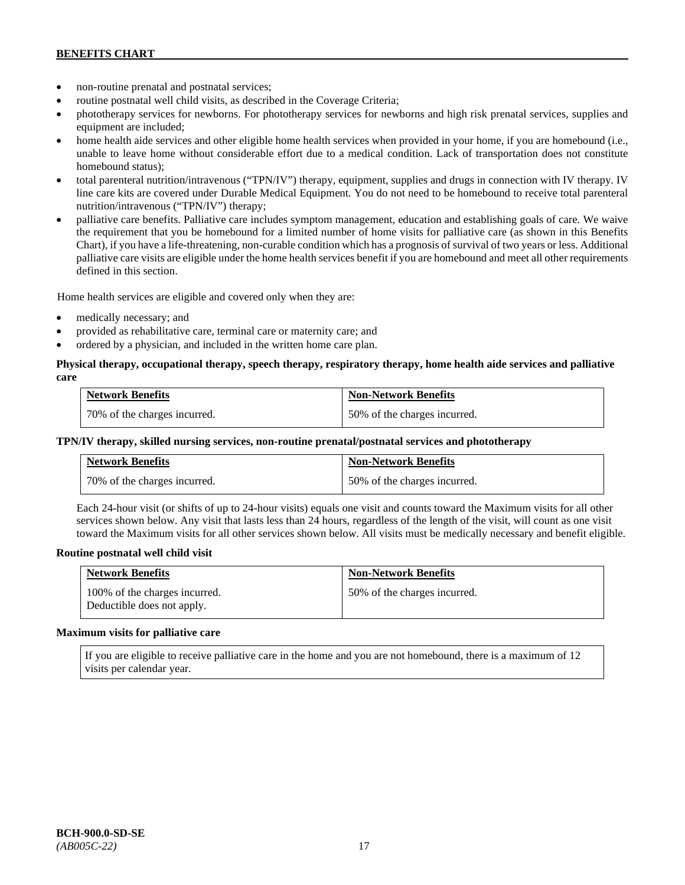- non-routine prenatal and postnatal services;
- routine postnatal well child visits, as described in the Coverage Criteria;
- phototherapy services for newborns. For phototherapy services for newborns and high risk prenatal services, supplies and equipment are included;
- home health aide services and other eligible home health services when provided in your home, if you are homebound (i.e., unable to leave home without considerable effort due to a medical condition. Lack of transportation does not constitute homebound status);
- total parenteral nutrition/intravenous ("TPN/IV") therapy, equipment, supplies and drugs in connection with IV therapy. IV line care kits are covered under Durable Medical Equipment. You do not need to be homebound to receive total parenteral nutrition/intravenous ("TPN/IV") therapy;
- palliative care benefits. Palliative care includes symptom management, education and establishing goals of care. We waive the requirement that you be homebound for a limited number of home visits for palliative care (as shown in this Benefits Chart), if you have a life-threatening, non-curable condition which has a prognosis of survival of two years or less. Additional palliative care visits are eligible under the home health services benefit if you are homebound and meet all other requirements defined in this section.

Home health services are eligible and covered only when they are:

- medically necessary; and
- provided as rehabilitative care, terminal care or maternity care; and
- ordered by a physician, and included in the written home care plan.

**Physical therapy, occupational therapy, speech therapy, respiratory therapy, home health aide services and palliative care**

| Network Benefits | Non-Network Benefits |
|---|---|
| 70% of the charges incurred. | 50% of the charges incurred. |

**TPN/IV therapy, skilled nursing services, non-routine prenatal/postnatal services and phototherapy**

| Network Benefits | Non-Network Benefits |
|---|---|
| 70% of the charges incurred. | 50% of the charges incurred. |

Each 24-hour visit (or shifts of up to 24-hour visits) equals one visit and counts toward the Maximum visits for all other services shown below. Any visit that lasts less than 24 hours, regardless of the length of the visit, will count as one visit toward the Maximum visits for all other services shown below. All visits must be medically necessary and benefit eligible.

**Routine postnatal well child visit**

| Network Benefits | Non-Network Benefits |
|---|---|
| 100% of the charges incurred. Deductible does not apply. | 50% of the charges incurred. |

**Maximum visits for palliative care**

| If you are eligible to receive palliative care in the home and you are not homebound, there is a maximum of 12 visits per calendar year. |
|---|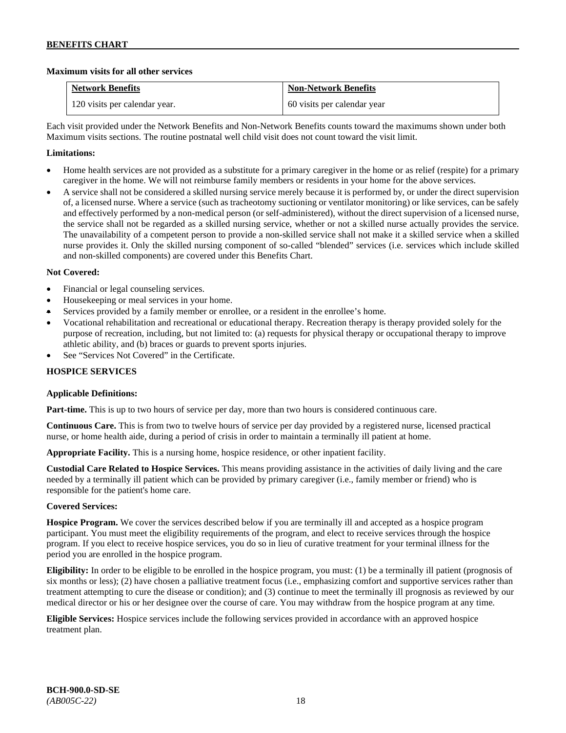**Maximum visits for all other services**

| Network Benefits | Non-Network Benefits |
| --- | --- |
| 120 visits per calendar year. | 60 visits per calendar year |

Each visit provided under the Network Benefits and Non-Network Benefits counts toward the maximums shown under both Maximum visits sections. The routine postnatal well child visit does not count toward the visit limit.

**Limitations:**

- Home health services are not provided as a substitute for a primary caregiver in the home or as relief (respite) for a primary caregiver in the home. We will not reimburse family members or residents in your home for the above services.
- A service shall not be considered a skilled nursing service merely because it is performed by, or under the direct supervision of, a licensed nurse. Where a service (such as tracheotomy suctioning or ventilator monitoring) or like services, can be safely and effectively performed by a non-medical person (or self-administered), without the direct supervision of a licensed nurse, the service shall not be regarded as a skilled nursing service, whether or not a skilled nurse actually provides the service. The unavailability of a competent person to provide a non-skilled service shall not make it a skilled service when a skilled nurse provides it. Only the skilled nursing component of so-called "blended" services (i.e. services which include skilled and non-skilled components) are covered under this Benefits Chart.

**Not Covered:**

- Financial or legal counseling services.
- Housekeeping or meal services in your home.
- Services provided by a family member or enrollee, or a resident in the enrollee's home.
- Vocational rehabilitation and recreational or educational therapy. Recreation therapy is therapy provided solely for the purpose of recreation, including, but not limited to: (a) requests for physical therapy or occupational therapy to improve athletic ability, and (b) braces or guards to prevent sports injuries.
- See "Services Not Covered" in the Certificate.

**HOSPICE SERVICES**

**Applicable Definitions:**

**Part-time.** This is up to two hours of service per day, more than two hours is considered continuous care.

**Continuous Care.** This is from two to twelve hours of service per day provided by a registered nurse, licensed practical nurse, or home health aide, during a period of crisis in order to maintain a terminally ill patient at home.

**Appropriate Facility.** This is a nursing home, hospice residence, or other inpatient facility.

**Custodial Care Related to Hospice Services.** This means providing assistance in the activities of daily living and the care needed by a terminally ill patient which can be provided by primary caregiver (i.e., family member or friend) who is responsible for the patient's home care.

**Covered Services:**

**Hospice Program.** We cover the services described below if you are terminally ill and accepted as a hospice program participant. You must meet the eligibility requirements of the program, and elect to receive services through the hospice program. If you elect to receive hospice services, you do so in lieu of curative treatment for your terminal illness for the period you are enrolled in the hospice program.

**Eligibility:** In order to be eligible to be enrolled in the hospice program, you must: (1) be a terminally ill patient (prognosis of six months or less); (2) have chosen a palliative treatment focus (i.e., emphasizing comfort and supportive services rather than treatment attempting to cure the disease or condition); and (3) continue to meet the terminally ill prognosis as reviewed by our medical director or his or her designee over the course of care. You may withdraw from the hospice program at any time.

**Eligible Services:** Hospice services include the following services provided in accordance with an approved hospice treatment plan.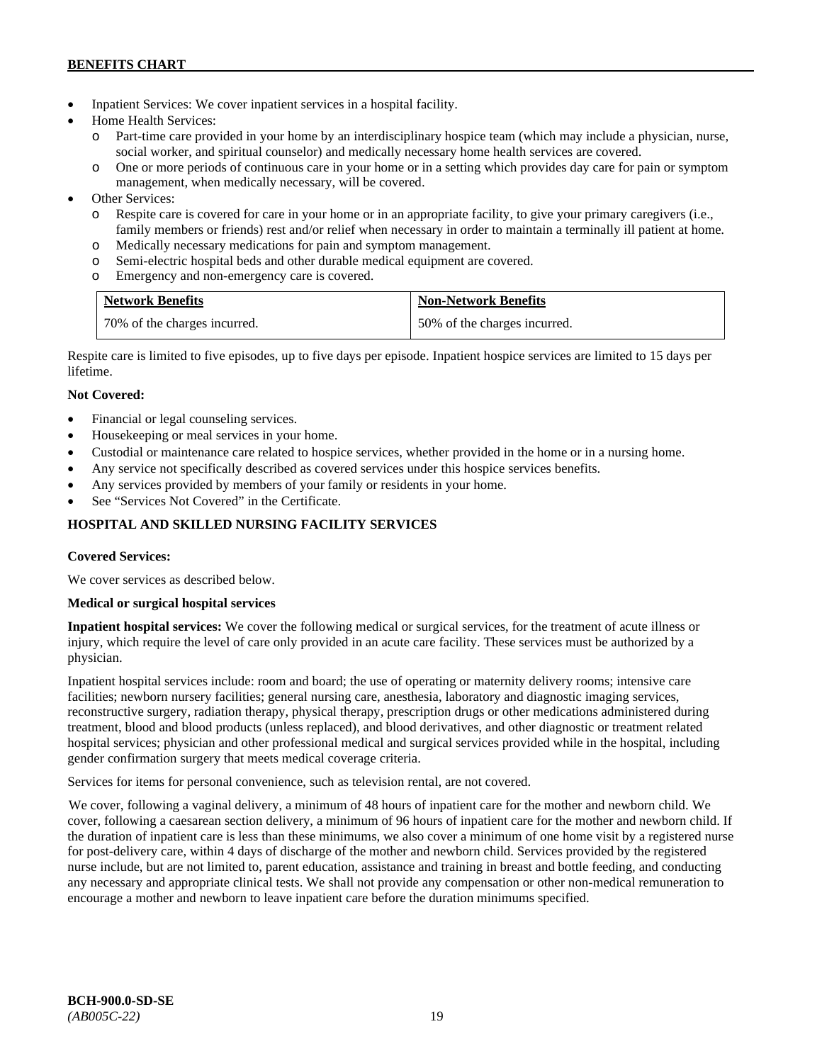- Inpatient Services: We cover inpatient services in a hospital facility.
- Home Health Services:
  - o Part-time care provided in your home by an interdisciplinary hospice team (which may include a physician, nurse, social worker, and spiritual counselor) and medically necessary home health services are covered.
  - o One or more periods of continuous care in your home or in a setting which provides day care for pain or symptom management, when medically necessary, will be covered.
- Other Services:
  - o Respite care is covered for care in your home or in an appropriate facility, to give your primary caregivers (i.e., family members or friends) rest and/or relief when necessary in order to maintain a terminally ill patient at home.
  - o Medically necessary medications for pain and symptom management.
  - o Semi-electric hospital beds and other durable medical equipment are covered.
  - o Emergency and non-emergency care is covered.

| Network Benefits | Non-Network Benefits |
|---|---|
| 70% of the charges incurred. | 50% of the charges incurred. |

Respite care is limited to five episodes, up to five days per episode. Inpatient hospice services are limited to 15 days per lifetime.

**Not Covered:**

- Financial or legal counseling services.
- Housekeeping or meal services in your home.
- Custodial or maintenance care related to hospice services, whether provided in the home or in a nursing home.
- Any service not specifically described as covered services under this hospice services benefits.
- Any services provided by members of your family or residents in your home.
- See "Services Not Covered" in the Certificate.

## HOSPITAL AND SKILLED NURSING FACILITY SERVICES

**Covered Services:**

We cover services as described below.

**Medical or surgical hospital services**

**Inpatient hospital services:** We cover the following medical or surgical services, for the treatment of acute illness or injury, which require the level of care only provided in an acute care facility. These services must be authorized by a physician.

Inpatient hospital services include: room and board; the use of operating or maternity delivery rooms; intensive care facilities; newborn nursery facilities; general nursing care, anesthesia, laboratory and diagnostic imaging services, reconstructive surgery, radiation therapy, physical therapy, prescription drugs or other medications administered during treatment, blood and blood products (unless replaced), and blood derivatives, and other diagnostic or treatment related hospital services; physician and other professional medical and surgical services provided while in the hospital, including gender confirmation surgery that meets medical coverage criteria.

Services for items for personal convenience, such as television rental, are not covered.

We cover, following a vaginal delivery, a minimum of 48 hours of inpatient care for the mother and newborn child. We cover, following a caesarean section delivery, a minimum of 96 hours of inpatient care for the mother and newborn child. If the duration of inpatient care is less than these minimums, we also cover a minimum of one home visit by a registered nurse for post-delivery care, within 4 days of discharge of the mother and newborn child. Services provided by the registered nurse include, but are not limited to, parent education, assistance and training in breast and bottle feeding, and conducting any necessary and appropriate clinical tests. We shall not provide any compensation or other non-medical remuneration to encourage a mother and newborn to leave inpatient care before the duration minimums specified.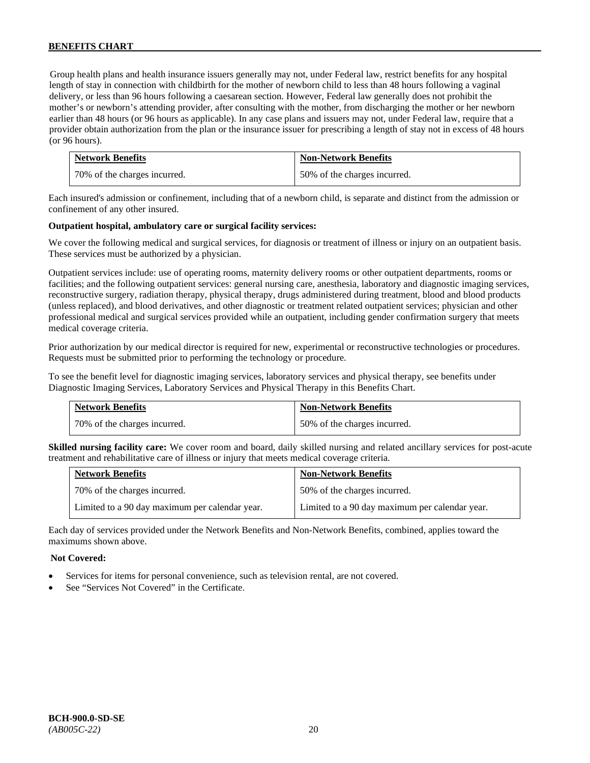Group health plans and health insurance issuers generally may not, under Federal law, restrict benefits for any hospital length of stay in connection with childbirth for the mother of newborn child to less than 48 hours following a vaginal delivery, or less than 96 hours following a caesarean section. However, Federal law generally does not prohibit the mother's or newborn's attending provider, after consulting with the mother, from discharging the mother or her newborn earlier than 48 hours (or 96 hours as applicable). In any case plans and issuers may not, under Federal law, require that a provider obtain authorization from the plan or the insurance issuer for prescribing a length of stay not in excess of 48 hours (or 96 hours).

| Network Benefits | Non-Network Benefits |
|---|---|
| 70% of the charges incurred. | 50% of the charges incurred. |

Each insured's admission or confinement, including that of a newborn child, is separate and distinct from the admission or confinement of any other insured.

**Outpatient hospital, ambulatory care or surgical facility services:**

We cover the following medical and surgical services, for diagnosis or treatment of illness or injury on an outpatient basis. These services must be authorized by a physician.

Outpatient services include: use of operating rooms, maternity delivery rooms or other outpatient departments, rooms or facilities; and the following outpatient services: general nursing care, anesthesia, laboratory and diagnostic imaging services, reconstructive surgery, radiation therapy, physical therapy, drugs administered during treatment, blood and blood products (unless replaced), and blood derivatives, and other diagnostic or treatment related outpatient services; physician and other professional medical and surgical services provided while an outpatient, including gender confirmation surgery that meets medical coverage criteria.

Prior authorization by our medical director is required for new, experimental or reconstructive technologies or procedures. Requests must be submitted prior to performing the technology or procedure.

To see the benefit level for diagnostic imaging services, laboratory services and physical therapy, see benefits under Diagnostic Imaging Services, Laboratory Services and Physical Therapy in this Benefits Chart.

| Network Benefits | Non-Network Benefits |
|---|---|
| 70% of the charges incurred. | 50% of the charges incurred. |

**Skilled nursing facility care:** We cover room and board, daily skilled nursing and related ancillary services for post-acute treatment and rehabilitative care of illness or injury that meets medical coverage criteria.

| Network Benefits | Non-Network Benefits |
|---|---|
| 70% of the charges incurred. | 50% of the charges incurred. |
| Limited to a 90 day maximum per calendar year. | Limited to a 90 day maximum per calendar year. |

Each day of services provided under the Network Benefits and Non-Network Benefits, combined, applies toward the maximums shown above.

**Not Covered:**

- Services for items for personal convenience, such as television rental, are not covered.
- See "Services Not Covered" in the Certificate.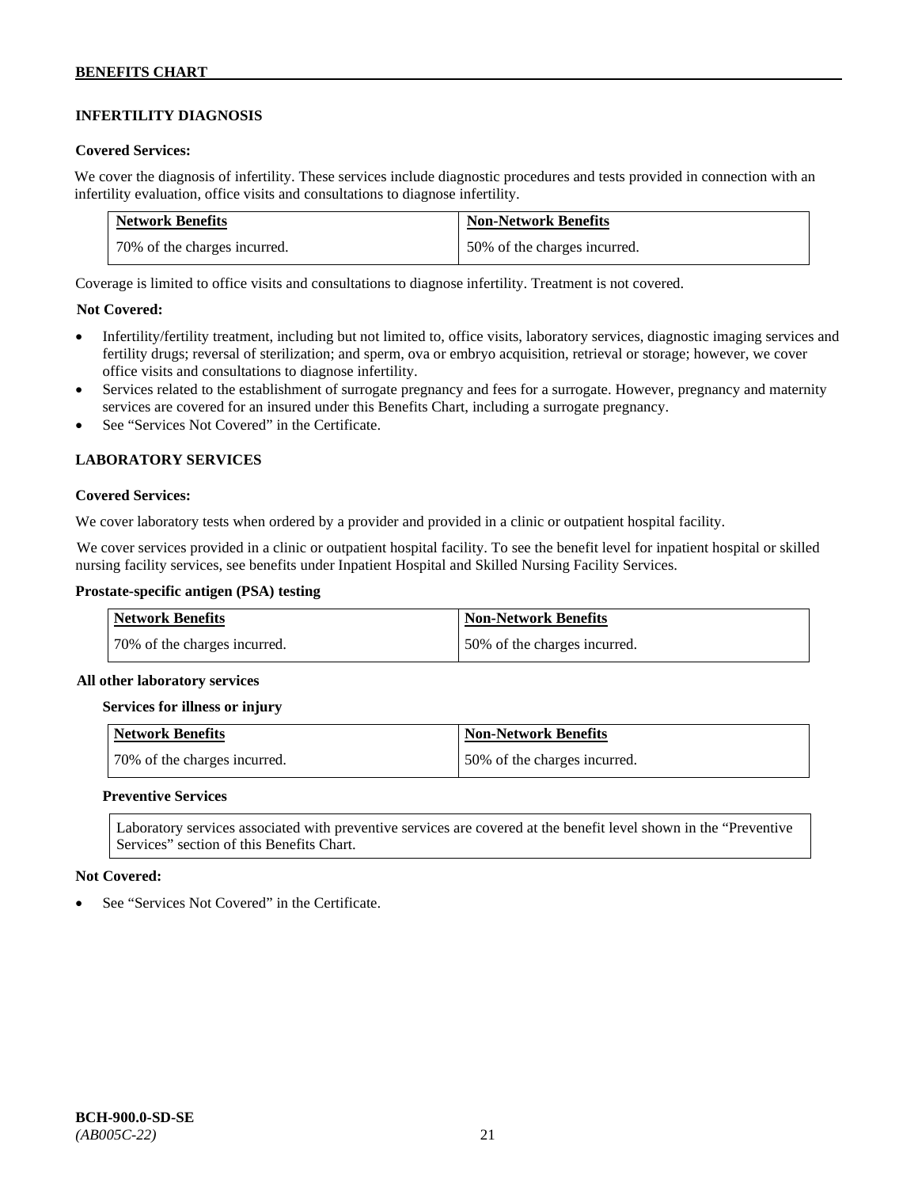## INFERTILITY DIAGNOSIS

**Covered Services:**

We cover the diagnosis of infertility. These services include diagnostic procedures and tests provided in connection with an infertility evaluation, office visits and consultations to diagnose infertility.

| Network Benefits | Non-Network Benefits |
|---|---|
| 70% of the charges incurred. | 50% of the charges incurred. |

Coverage is limited to office visits and consultations to diagnose infertility. Treatment is not covered.

**Not Covered:**

- Infertility/fertility treatment, including but not limited to, office visits, laboratory services, diagnostic imaging services and fertility drugs; reversal of sterilization; and sperm, ova or embryo acquisition, retrieval or storage; however, we cover office visits and consultations to diagnose infertility.
- Services related to the establishment of surrogate pregnancy and fees for a surrogate. However, pregnancy and maternity services are covered for an insured under this Benefits Chart, including a surrogate pregnancy.
- See "Services Not Covered" in the Certificate.

## LABORATORY SERVICES

**Covered Services:**

We cover laboratory tests when ordered by a provider and provided in a clinic or outpatient hospital facility.

We cover services provided in a clinic or outpatient hospital facility. To see the benefit level for inpatient hospital or skilled nursing facility services, see benefits under Inpatient Hospital and Skilled Nursing Facility Services.

**Prostate-specific antigen (PSA) testing**

| Network Benefits | Non-Network Benefits |
|---|---|
| 70% of the charges incurred. | 50% of the charges incurred. |

**All other laboratory services**

**Services for illness or injury**

| Network Benefits | Non-Network Benefits |
|---|---|
| 70% of the charges incurred. | 50% of the charges incurred. |

**Preventive Services**

Laboratory services associated with preventive services are covered at the benefit level shown in the "Preventive Services" section of this Benefits Chart.

**Not Covered:**

- See "Services Not Covered" in the Certificate.

BCH-900.0-SD-SE
*(AB005C-22)*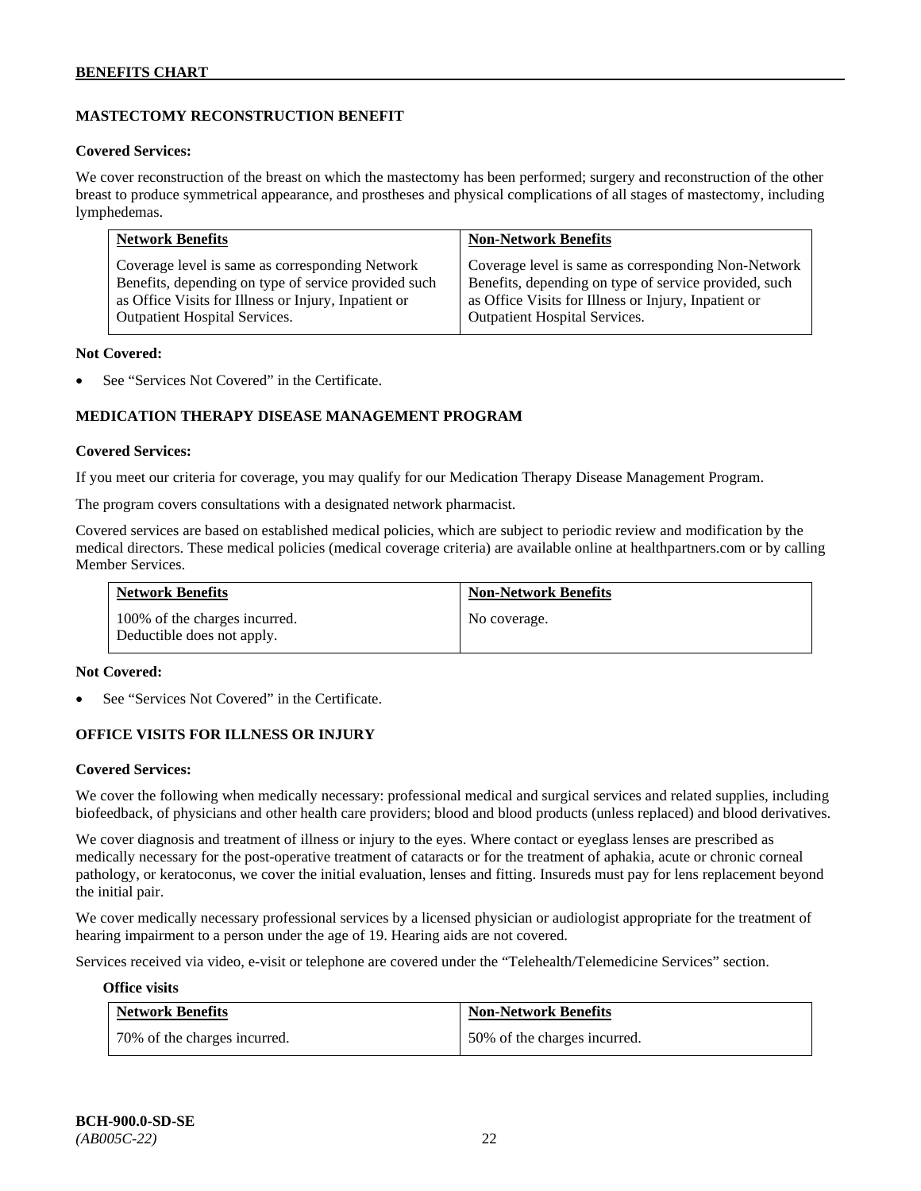### MASTECTOMY RECONSTRUCTION BENEFIT

**Covered Services:**

We cover reconstruction of the breast on which the mastectomy has been performed; surgery and reconstruction of the other breast to produce symmetrical appearance, and prostheses and physical complications of all stages of mastectomy, including lymphedemas.

| Network Benefits | Non-Network Benefits |
|---|---|
| Coverage level is same as corresponding Network Benefits, depending on type of service provided such as Office Visits for Illness or Injury, Inpatient or Outpatient Hospital Services. | Coverage level is same as corresponding Non-Network Benefits, depending on type of service provided, such as Office Visits for Illness or Injury, Inpatient or Outpatient Hospital Services. |

**Not Covered:**

- See "Services Not Covered" in the Certificate.

### MEDICATION THERAPY DISEASE MANAGEMENT PROGRAM

**Covered Services:**

If you meet our criteria for coverage, you may qualify for our Medication Therapy Disease Management Program.

The program covers consultations with a designated network pharmacist.

Covered services are based on established medical policies, which are subject to periodic review and modification by the medical directors. These medical policies (medical coverage criteria) are available online at healthpartners.com or by calling Member Services.

| Network Benefits | Non-Network Benefits |
|---|---|
| 100% of the charges incurred. Deductible does not apply. | No coverage. |

**Not Covered:**

- See "Services Not Covered" in the Certificate.

### OFFICE VISITS FOR ILLNESS OR INJURY

**Covered Services:**

We cover the following when medically necessary: professional medical and surgical services and related supplies, including biofeedback, of physicians and other health care providers; blood and blood products (unless replaced) and blood derivatives.

We cover diagnosis and treatment of illness or injury to the eyes. Where contact or eyeglass lenses are prescribed as medically necessary for the post-operative treatment of cataracts or for the treatment of aphakia, acute or chronic corneal pathology, or keratoconus, we cover the initial evaluation, lenses and fitting. Insureds must pay for lens replacement beyond the initial pair.

We cover medically necessary professional services by a licensed physician or audiologist appropriate for the treatment of hearing impairment to a person under the age of 19. Hearing aids are not covered.

Services received via video, e-visit or telephone are covered under the "Telehealth/Telemedicine Services" section.

**Office visits**

| Network Benefits | Non-Network Benefits |
|---|---|
| 70% of the charges incurred. | 50% of the charges incurred. |

BCH-900.0-SD-SE
*(AB005C-22)*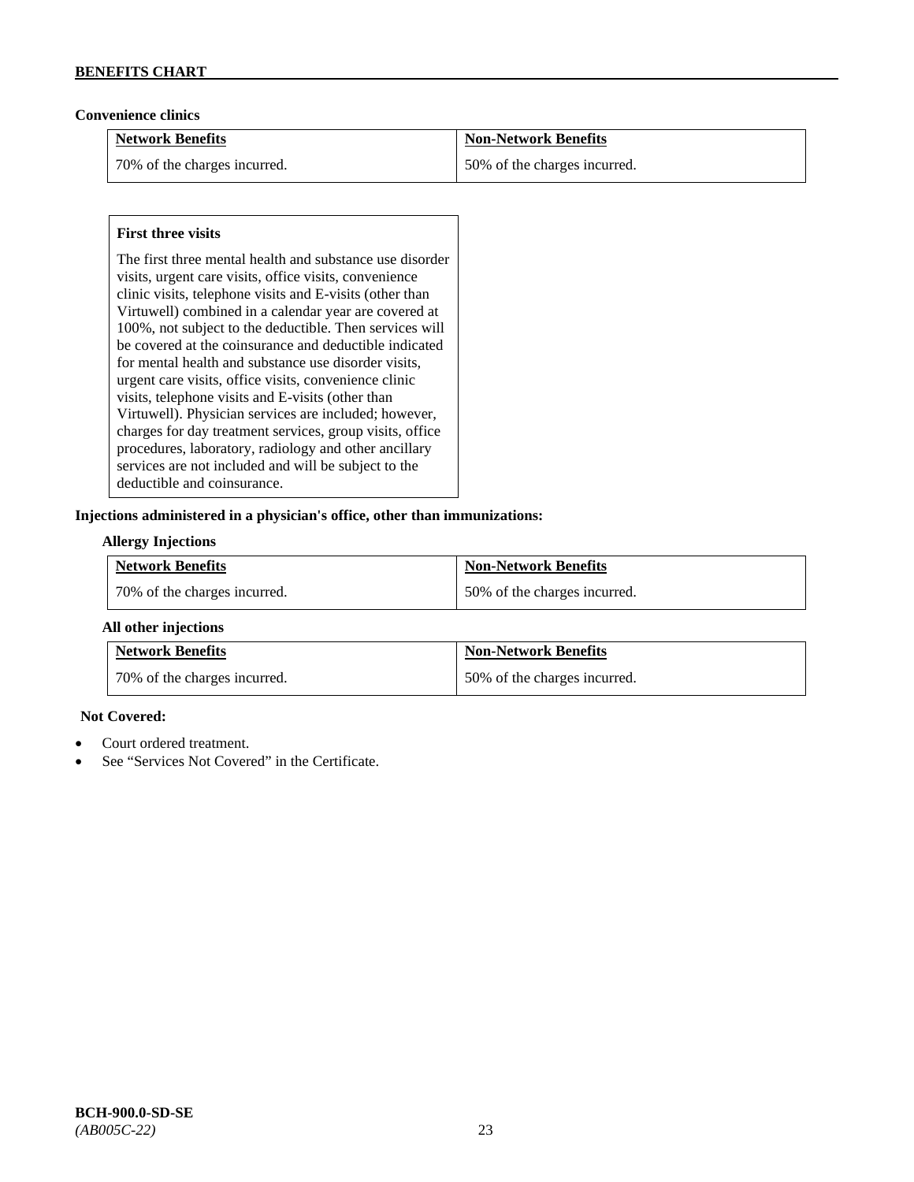**Convenience clinics**

| Network Benefits | Non-Network Benefits |
|---|---|
| 70% of the charges incurred. | 50% of the charges incurred. |

**First three visits**

The first three mental health and substance use disorder visits, urgent care visits, office visits, convenience clinic visits, telephone visits and E-visits (other than Virtuwell) combined in a calendar year are covered at 100%, not subject to the deductible. Then services will be covered at the coinsurance and deductible indicated for mental health and substance use disorder visits, urgent care visits, office visits, convenience clinic visits, telephone visits and E-visits (other than Virtuwell). Physician services are included; however, charges for day treatment services, group visits, office procedures, laboratory, radiology and other ancillary services are not included and will be subject to the deductible and coinsurance.

**Injections administered in a physician's office, other than immunizations:**

**Allergy Injections**

| Network Benefits | Non-Network Benefits |
|---|---|
| 70% of the charges incurred. | 50% of the charges incurred. |

**All other injections**

| Network Benefits | Non-Network Benefits |
|---|---|
| 70% of the charges incurred. | 50% of the charges incurred. |

**Not Covered:**

- Court ordered treatment.
- See "Services Not Covered" in the Certificate.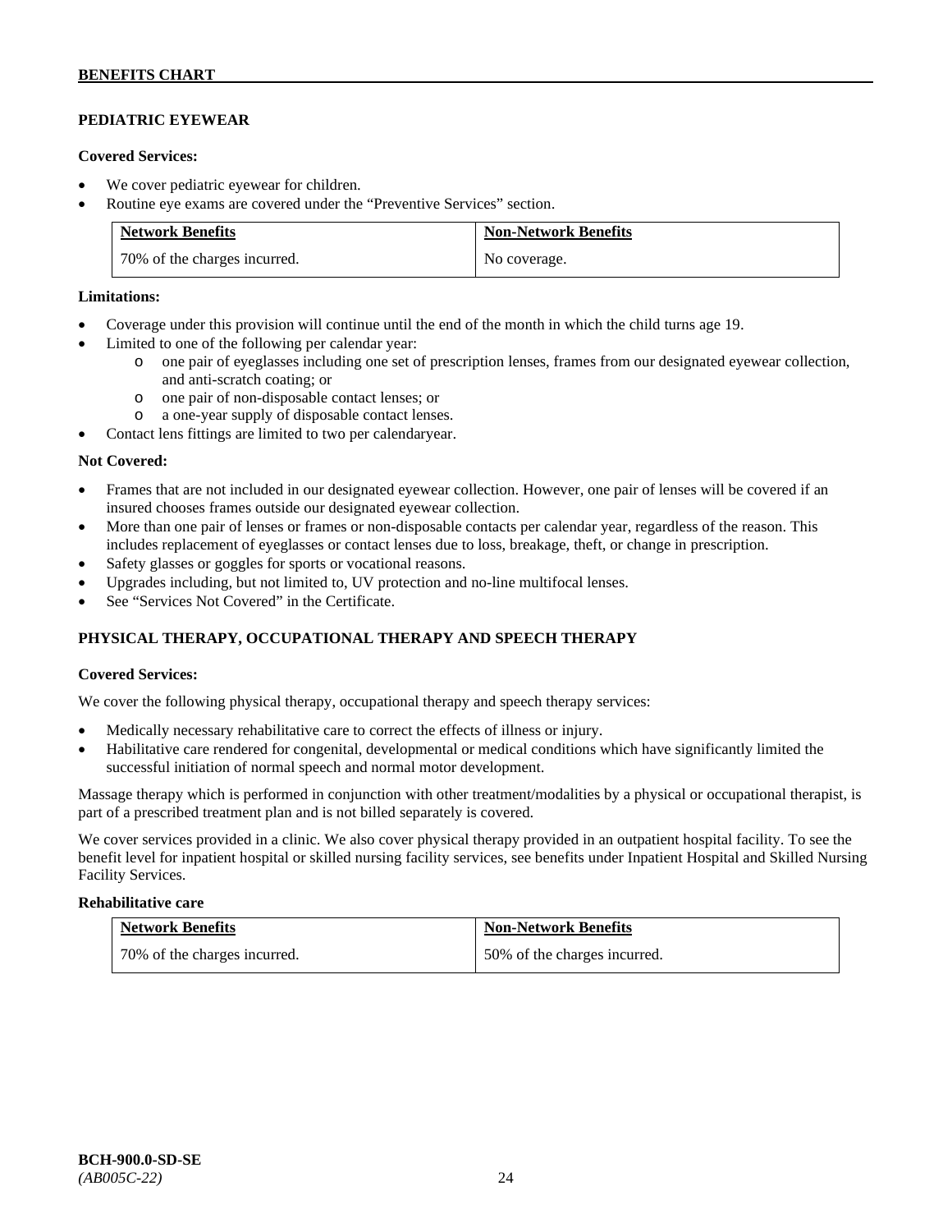## PEDIATRIC EYEWEAR

**Covered Services:**

- We cover pediatric eyewear for children.
- Routine eye exams are covered under the "Preventive Services" section.

| Network Benefits | Non-Network Benefits |
|---|---|
| 70% of the charges incurred. | No coverage. |

**Limitations:**

- Coverage under this provision will continue until the end of the month in which the child turns age 19.
- Limited to one of the following per calendar year:
  - o one pair of eyeglasses including one set of prescription lenses, frames from our designated eyewear collection, and anti-scratch coating; or
  - o one pair of non-disposable contact lenses; or
  - o a one-year supply of disposable contact lenses.
- Contact lens fittings are limited to two per calendaryear.

**Not Covered:**

- Frames that are not included in our designated eyewear collection. However, one pair of lenses will be covered if an insured chooses frames outside our designated eyewear collection.
- More than one pair of lenses or frames or non-disposable contacts per calendar year, regardless of the reason. This includes replacement of eyeglasses or contact lenses due to loss, breakage, theft, or change in prescription.
- Safety glasses or goggles for sports or vocational reasons.
- Upgrades including, but not limited to, UV protection and no-line multifocal lenses.
- See "Services Not Covered" in the Certificate.

## PHYSICAL THERAPY, OCCUPATIONAL THERAPY AND SPEECH THERAPY

**Covered Services:**

We cover the following physical therapy, occupational therapy and speech therapy services:

- Medically necessary rehabilitative care to correct the effects of illness or injury.
- Habilitative care rendered for congenital, developmental or medical conditions which have significantly limited the successful initiation of normal speech and normal motor development.

Massage therapy which is performed in conjunction with other treatment/modalities by a physical or occupational therapist, is part of a prescribed treatment plan and is not billed separately is covered.

We cover services provided in a clinic. We also cover physical therapy provided in an outpatient hospital facility. To see the benefit level for inpatient hospital or skilled nursing facility services, see benefits under Inpatient Hospital and Skilled Nursing Facility Services.

**Rehabilitative care**

| Network Benefits | Non-Network Benefits |
|---|---|
| 70% of the charges incurred. | 50% of the charges incurred. |

**BCH-900.0-SD-SE**
*(AB005C-22)*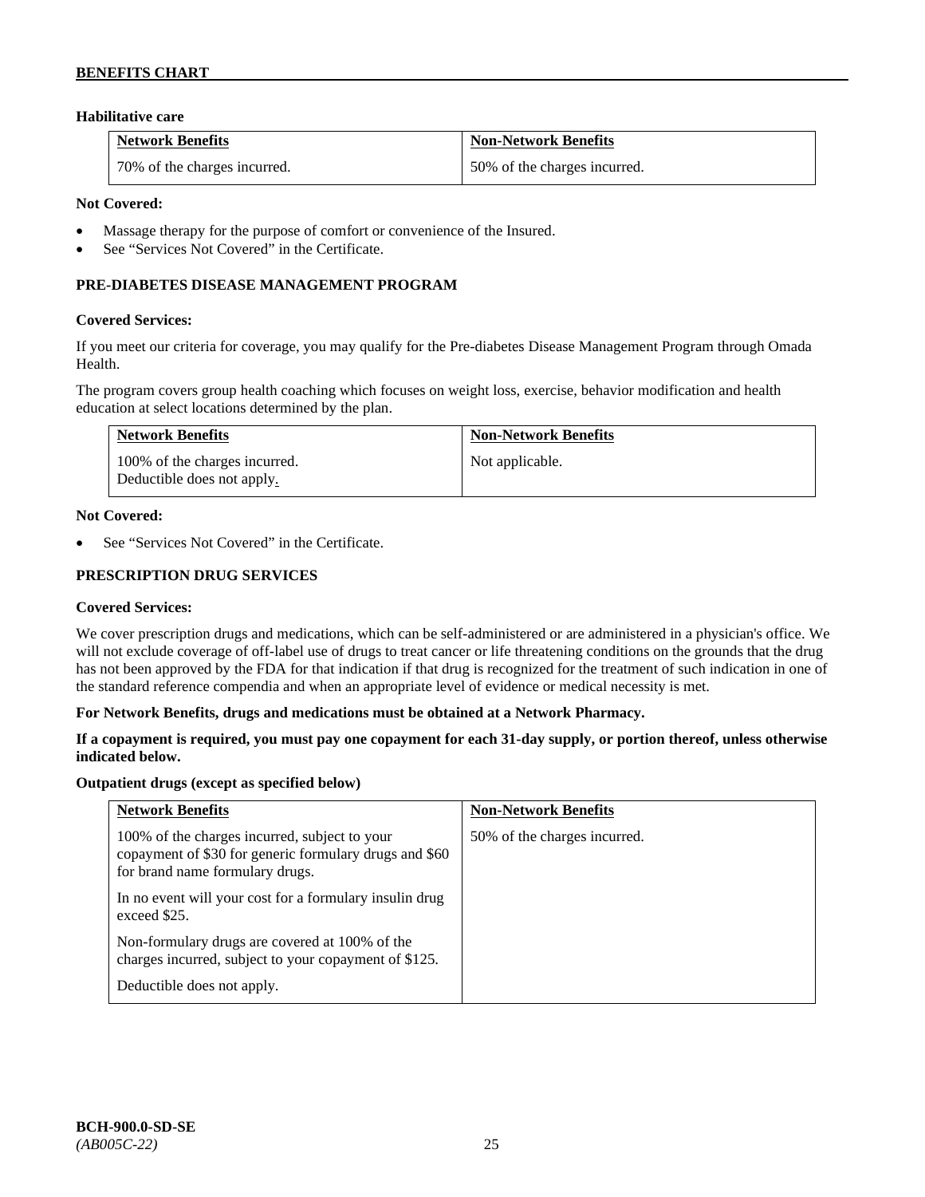**Habilitative care**

| Network Benefits | Non-Network Benefits |
|---|---|
| 70% of the charges incurred. | 50% of the charges incurred. |

**Not Covered:**

- Massage therapy for the purpose of comfort or convenience of the Insured.
- See "Services Not Covered" in the Certificate.

### PRE-DIABETES DISEASE MANAGEMENT PROGRAM

**Covered Services:**

If you meet our criteria for coverage, you may qualify for the Pre-diabetes Disease Management Program through Omada Health.

The program covers group health coaching which focuses on weight loss, exercise, behavior modification and health education at select locations determined by the plan.

| Network Benefits | Non-Network Benefits |
|---|---|
| 100% of the charges incurred. Deductible does not apply. | Not applicable. |

**Not Covered:**

- See "Services Not Covered" in the Certificate.

### PRESCRIPTION DRUG SERVICES

**Covered Services:**

We cover prescription drugs and medications, which can be self-administered or are administered in a physician's office. We will not exclude coverage of off-label use of drugs to treat cancer or life threatening conditions on the grounds that the drug has not been approved by the FDA for that indication if that drug is recognized for the treatment of such indication in one of the standard reference compendia and when an appropriate level of evidence or medical necessity is met.

**For Network Benefits, drugs and medications must be obtained at a Network Pharmacy.**

**If a copayment is required, you must pay one copayment for each 31-day supply, or portion thereof, unless otherwise indicated below.**

**Outpatient drugs (except as specified below)**

| Network Benefits | Non-Network Benefits |
|---|---|
| 100% of the charges incurred, subject to your copayment of $30 for generic formulary drugs and $60 for brand name formulary drugs. In no event will your cost for a formulary insulin drug exceed $25. Non-formulary drugs are covered at 100% of the charges incurred, subject to your copayment of $125. Deductible does not apply. | 50% of the charges incurred. |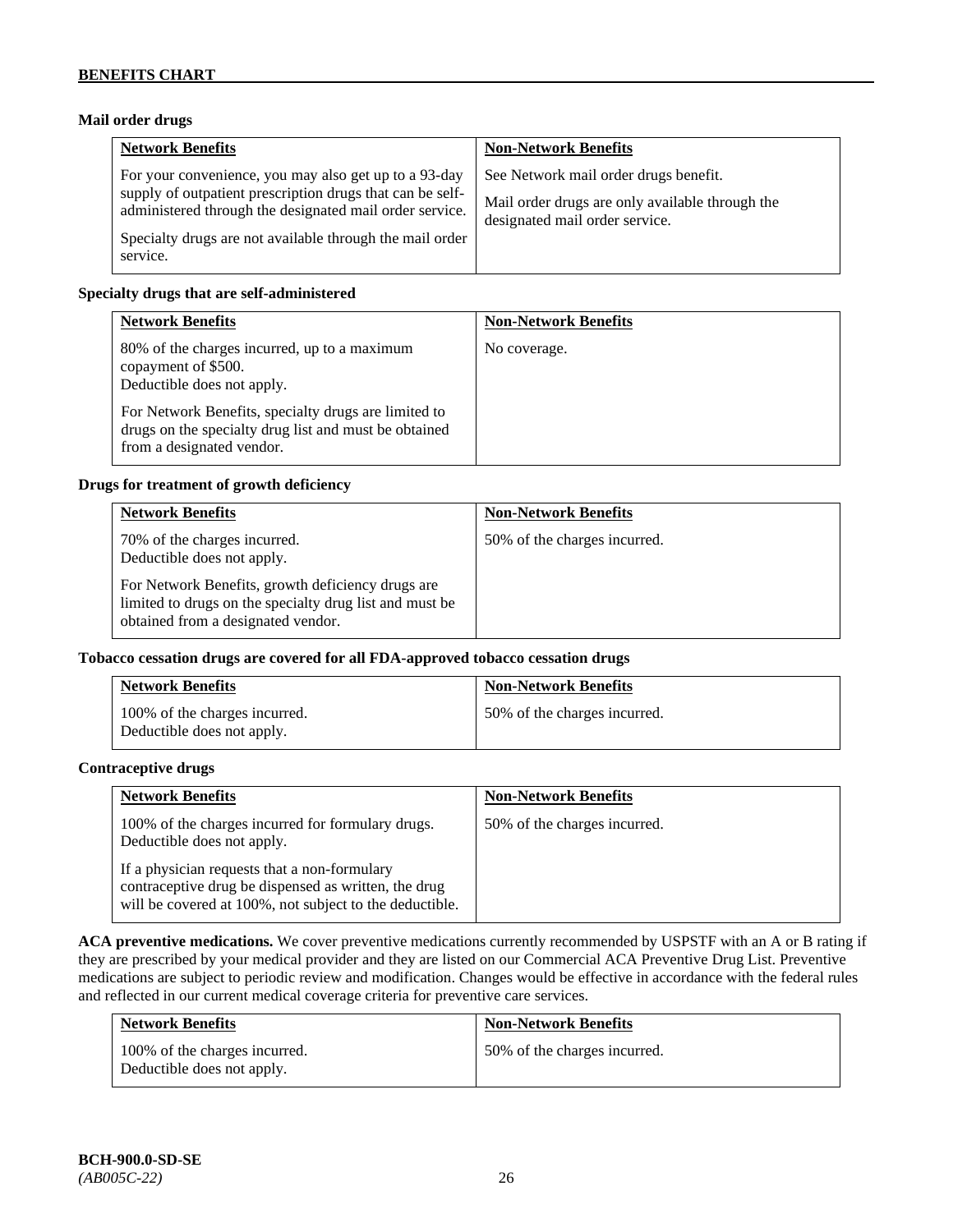#### Mail order drugs

| Network Benefits | Non-Network Benefits |
| --- | --- |
| For your convenience, you may also get up to a 93-day supply of outpatient prescription drugs that can be self-administered through the designated mail order service.<br><br>Specialty drugs are not available through the mail order service. | See Network mail order drugs benefit.<br><br>Mail order drugs are only available through the designated mail order service. |

#### Specialty drugs that are self-administered

| Network Benefits | Non-Network Benefits |
| --- | --- |
| 80% of the charges incurred, up to a maximum copayment of $500.<br>Deductible does not apply.<br><br>For Network Benefits, specialty drugs are limited to drugs on the specialty drug list and must be obtained from a designated vendor. | No coverage. |

#### Drugs for treatment of growth deficiency

| Network Benefits | Non-Network Benefits |
| --- | --- |
| 70% of the charges incurred.<br>Deductible does not apply.<br><br>For Network Benefits, growth deficiency drugs are limited to drugs on the specialty drug list and must be obtained from a designated vendor. | 50% of the charges incurred. |

#### Tobacco cessation drugs are covered for all FDA-approved tobacco cessation drugs

| Network Benefits | Non-Network Benefits |
| --- | --- |
| 100% of the charges incurred.<br>Deductible does not apply. | 50% of the charges incurred. |

#### Contraceptive drugs

| Network Benefits | Non-Network Benefits |
| --- | --- |
| 100% of the charges incurred for formulary drugs.<br>Deductible does not apply.<br><br>If a physician requests that a non-formulary contraceptive drug be dispensed as written, the drug will be covered at 100%, not subject to the deductible. | 50% of the charges incurred. |

**ACA preventive medications.** We cover preventive medications currently recommended by USPSTF with an A or B rating if they are prescribed by your medical provider and they are listed on our Commercial ACA Preventive Drug List. Preventive medications are subject to periodic review and modification. Changes would be effective in accordance with the federal rules and reflected in our current medical coverage criteria for preventive care services.

| Network Benefits | Non-Network Benefits |
| --- | --- |
| 100% of the charges incurred.<br>Deductible does not apply. | 50% of the charges incurred. |

**BCH-900.0-SD-SE**
*(AB005C-22)*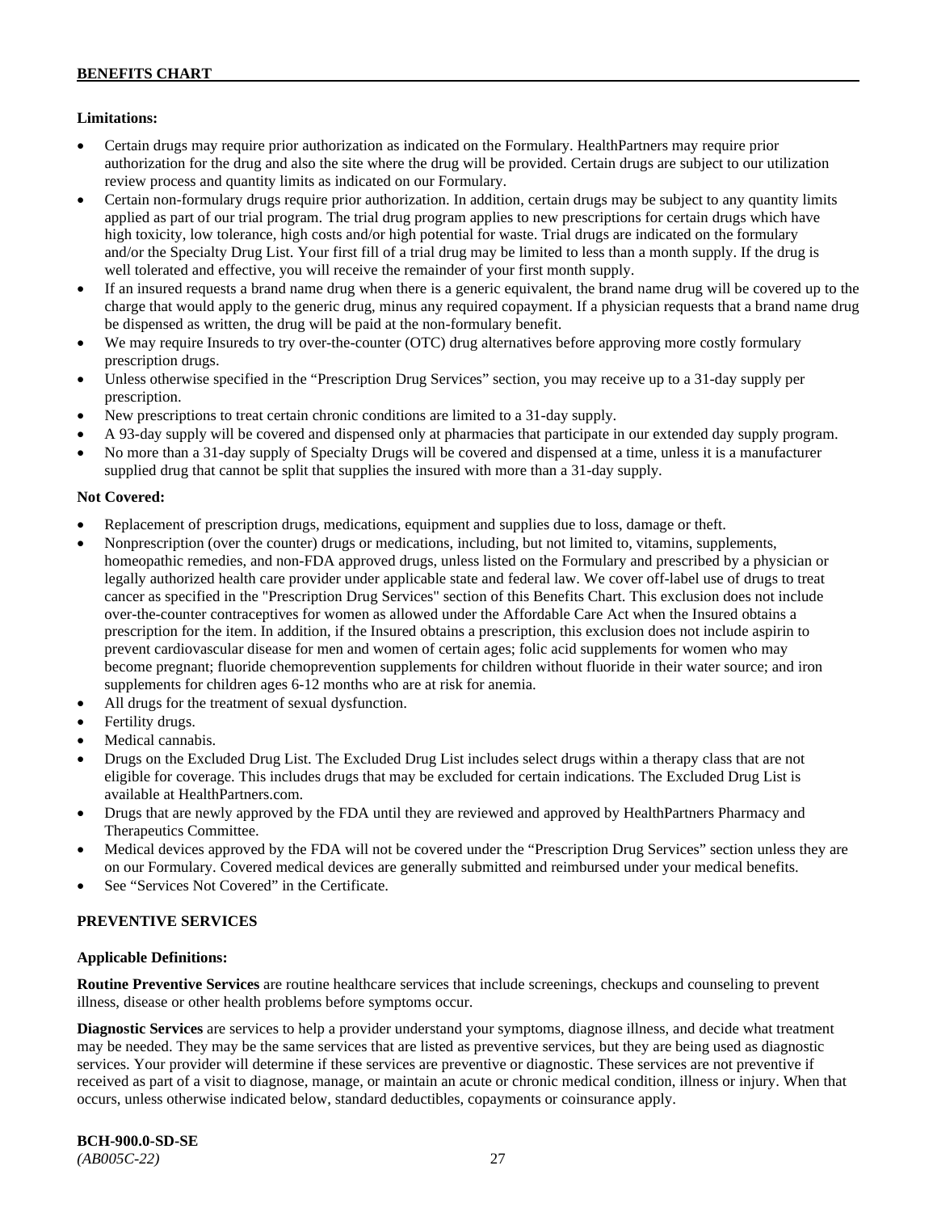**Limitations:**

- Certain drugs may require prior authorization as indicated on the Formulary. HealthPartners may require prior authorization for the drug and also the site where the drug will be provided. Certain drugs are subject to our utilization review process and quantity limits as indicated on our Formulary.
- Certain non-formulary drugs require prior authorization. In addition, certain drugs may be subject to any quantity limits applied as part of our trial program. The trial drug program applies to new prescriptions for certain drugs which have high toxicity, low tolerance, high costs and/or high potential for waste. Trial drugs are indicated on the formulary and/or the Specialty Drug List. Your first fill of a trial drug may be limited to less than a month supply. If the drug is well tolerated and effective, you will receive the remainder of your first month supply.
- If an insured requests a brand name drug when there is a generic equivalent, the brand name drug will be covered up to the charge that would apply to the generic drug, minus any required copayment. If a physician requests that a brand name drug be dispensed as written, the drug will be paid at the non-formulary benefit.
- We may require Insureds to try over-the-counter (OTC) drug alternatives before approving more costly formulary prescription drugs.
- Unless otherwise specified in the "Prescription Drug Services" section, you may receive up to a 31-day supply per prescription.
- New prescriptions to treat certain chronic conditions are limited to a 31-day supply.
- A 93-day supply will be covered and dispensed only at pharmacies that participate in our extended day supply program.
- No more than a 31-day supply of Specialty Drugs will be covered and dispensed at a time, unless it is a manufacturer supplied drug that cannot be split that supplies the insured with more than a 31-day supply.

**Not Covered:**

- Replacement of prescription drugs, medications, equipment and supplies due to loss, damage or theft.
- Nonprescription (over the counter) drugs or medications, including, but not limited to, vitamins, supplements, homeopathic remedies, and non-FDA approved drugs, unless listed on the Formulary and prescribed by a physician or legally authorized health care provider under applicable state and federal law. We cover off-label use of drugs to treat cancer as specified in the "Prescription Drug Services" section of this Benefits Chart. This exclusion does not include over-the-counter contraceptives for women as allowed under the Affordable Care Act when the Insured obtains a prescription for the item. In addition, if the Insured obtains a prescription, this exclusion does not include aspirin to prevent cardiovascular disease for men and women of certain ages; folic acid supplements for women who may become pregnant; fluoride chemoprevention supplements for children without fluoride in their water source; and iron supplements for children ages 6-12 months who are at risk for anemia.
- All drugs for the treatment of sexual dysfunction.
- Fertility drugs.
- Medical cannabis.
- Drugs on the Excluded Drug List. The Excluded Drug List includes select drugs within a therapy class that are not eligible for coverage. This includes drugs that may be excluded for certain indications. The Excluded Drug List is available at HealthPartners.com.
- Drugs that are newly approved by the FDA until they are reviewed and approved by HealthPartners Pharmacy and Therapeutics Committee.
- Medical devices approved by the FDA will not be covered under the "Prescription Drug Services" section unless they are on our Formulary. Covered medical devices are generally submitted and reimbursed under your medical benefits.
- See "Services Not Covered" in the Certificate.

## PREVENTIVE SERVICES

**Applicable Definitions:**

**Routine Preventive Services** are routine healthcare services that include screenings, checkups and counseling to prevent illness, disease or other health problems before symptoms occur.

**Diagnostic Services** are services to help a provider understand your symptoms, diagnose illness, and decide what treatment may be needed. They may be the same services that are listed as preventive services, but they are being used as diagnostic services. Your provider will determine if these services are preventive or diagnostic. These services are not preventive if received as part of a visit to diagnose, manage, or maintain an acute or chronic medical condition, illness or injury. When that occurs, unless otherwise indicated below, standard deductibles, copayments or coinsurance apply.

**BCH-900.0-SD-SE**
*(AB005C-22)*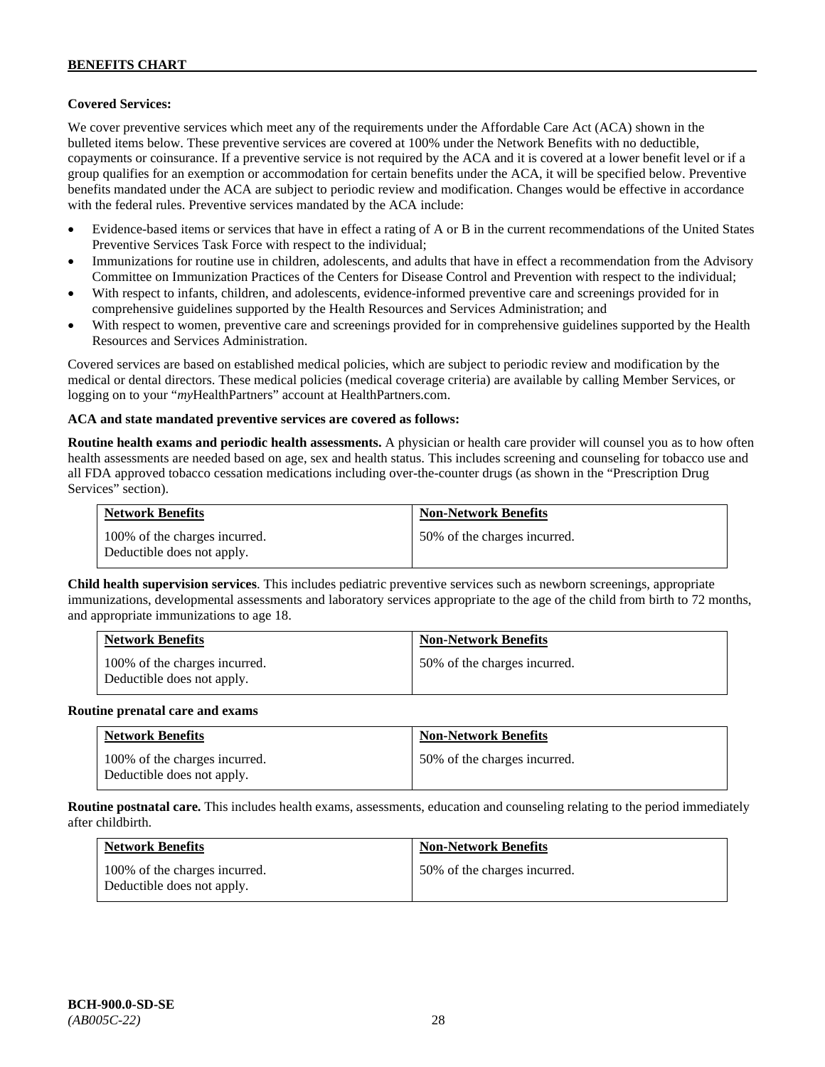**Covered Services:**

We cover preventive services which meet any of the requirements under the Affordable Care Act (ACA) shown in the bulleted items below. These preventive services are covered at 100% under the Network Benefits with no deductible, copayments or coinsurance. If a preventive service is not required by the ACA and it is covered at a lower benefit level or if a group qualifies for an exemption or accommodation for certain benefits under the ACA, it will be specified below. Preventive benefits mandated under the ACA are subject to periodic review and modification. Changes would be effective in accordance with the federal rules. Preventive services mandated by the ACA include:

- Evidence-based items or services that have in effect a rating of A or B in the current recommendations of the United States Preventive Services Task Force with respect to the individual;
- Immunizations for routine use in children, adolescents, and adults that have in effect a recommendation from the Advisory Committee on Immunization Practices of the Centers for Disease Control and Prevention with respect to the individual;
- With respect to infants, children, and adolescents, evidence-informed preventive care and screenings provided for in comprehensive guidelines supported by the Health Resources and Services Administration; and
- With respect to women, preventive care and screenings provided for in comprehensive guidelines supported by the Health Resources and Services Administration.

Covered services are based on established medical policies, which are subject to periodic review and modification by the medical or dental directors. These medical policies (medical coverage criteria) are available by calling Member Services, or logging on to your "*my*HealthPartners" account at HealthPartners.com.

**ACA and state mandated preventive services are covered as follows:**

**Routine health exams and periodic health assessments.** A physician or health care provider will counsel you as to how often health assessments are needed based on age, sex and health status. This includes screening and counseling for tobacco use and all FDA approved tobacco cessation medications including over-the-counter drugs (as shown in the "Prescription Drug Services" section).

| Network Benefits | Non-Network Benefits |
| --- | --- |
| 100% of the charges incurred. Deductible does not apply. | 50% of the charges incurred. |

**Child health supervision services**. This includes pediatric preventive services such as newborn screenings, appropriate immunizations, developmental assessments and laboratory services appropriate to the age of the child from birth to 72 months, and appropriate immunizations to age 18.

| Network Benefits | Non-Network Benefits |
| --- | --- |
| 100% of the charges incurred. Deductible does not apply. | 50% of the charges incurred. |

**Routine prenatal care and exams**

| Network Benefits | Non-Network Benefits |
| --- | --- |
| 100% of the charges incurred. Deductible does not apply. | 50% of the charges incurred. |

**Routine postnatal care.** This includes health exams, assessments, education and counseling relating to the period immediately after childbirth.

| Network Benefits | Non-Network Benefits |
| --- | --- |
| 100% of the charges incurred. Deductible does not apply. | 50% of the charges incurred. |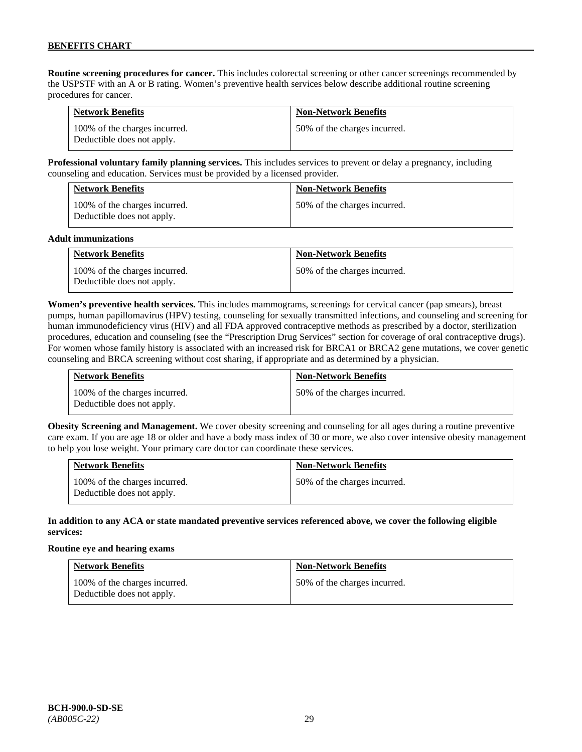**Routine screening procedures for cancer.** This includes colorectal screening or other cancer screenings recommended by the USPSTF with an A or B rating. Women's preventive health services below describe additional routine screening procedures for cancer.

| Network Benefits | Non-Network Benefits |
| --- | --- |
| 100% of the charges incurred. Deductible does not apply. | 50% of the charges incurred. |

**Professional voluntary family planning services.** This includes services to prevent or delay a pregnancy, including counseling and education. Services must be provided by a licensed provider.

| Network Benefits | Non-Network Benefits |
| --- | --- |
| 100% of the charges incurred. Deductible does not apply. | 50% of the charges incurred. |

**Adult immunizations**

| Network Benefits | Non-Network Benefits |
| --- | --- |
| 100% of the charges incurred. Deductible does not apply. | 50% of the charges incurred. |

**Women's preventive health services.** This includes mammograms, screenings for cervical cancer (pap smears), breast pumps, human papillomavirus (HPV) testing, counseling for sexually transmitted infections, and counseling and screening for human immunodeficiency virus (HIV) and all FDA approved contraceptive methods as prescribed by a doctor, sterilization procedures, education and counseling (see the "Prescription Drug Services" section for coverage of oral contraceptive drugs). For women whose family history is associated with an increased risk for BRCA1 or BRCA2 gene mutations, we cover genetic counseling and BRCA screening without cost sharing, if appropriate and as determined by a physician.

| Network Benefits | Non-Network Benefits |
| --- | --- |
| 100% of the charges incurred. Deductible does not apply. | 50% of the charges incurred. |

**Obesity Screening and Management.** We cover obesity screening and counseling for all ages during a routine preventive care exam. If you are age 18 or older and have a body mass index of 30 or more, we also cover intensive obesity management to help you lose weight. Your primary care doctor can coordinate these services.

| Network Benefits | Non-Network Benefits |
| --- | --- |
| 100% of the charges incurred. Deductible does not apply. | 50% of the charges incurred. |

**In addition to any ACA or state mandated preventive services referenced above, we cover the following eligible services:**

**Routine eye and hearing exams**

| Network Benefits | Non-Network Benefits |
| --- | --- |
| 100% of the charges incurred. Deductible does not apply. | 50% of the charges incurred. |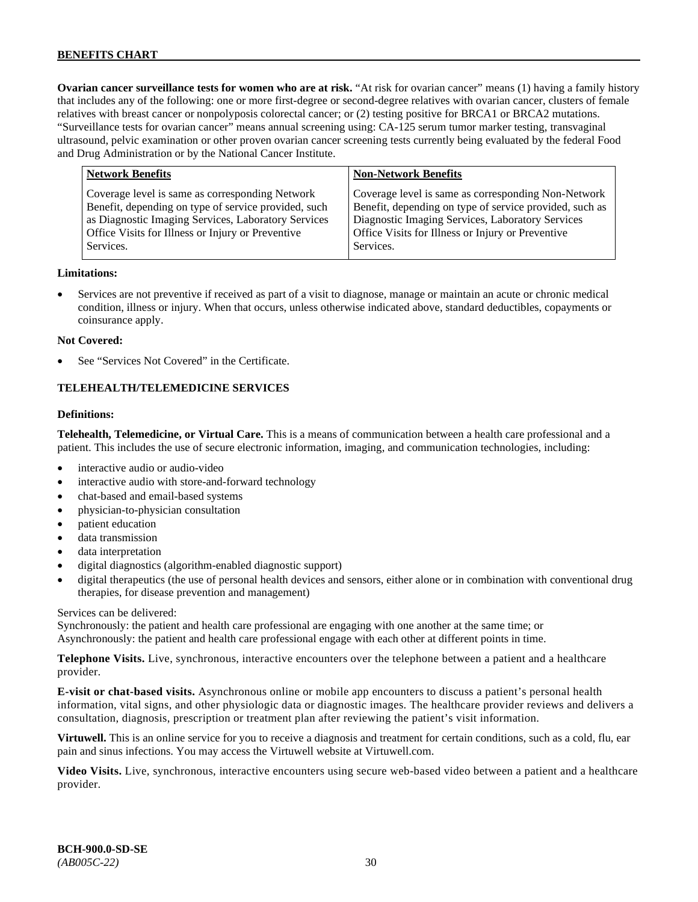**Ovarian cancer surveillance tests for women who are at risk.** "At risk for ovarian cancer" means (1) having a family history that includes any of the following: one or more first-degree or second-degree relatives with ovarian cancer, clusters of female relatives with breast cancer or nonpolyposis colorectal cancer; or (2) testing positive for BRCA1 or BRCA2 mutations. "Surveillance tests for ovarian cancer" means annual screening using: CA-125 serum tumor marker testing, transvaginal ultrasound, pelvic examination or other proven ovarian cancer screening tests currently being evaluated by the federal Food and Drug Administration or by the National Cancer Institute.

| Network Benefits | Non-Network Benefits |
|---|---|
| Coverage level is same as corresponding Network Benefit, depending on type of service provided, such as Diagnostic Imaging Services, Laboratory Services Office Visits for Illness or Injury or Preventive Services. | Coverage level is same as corresponding Non-Network Benefit, depending on type of service provided, such as Diagnostic Imaging Services, Laboratory Services Office Visits for Illness or Injury or Preventive Services. |

**Limitations:**

- Services are not preventive if received as part of a visit to diagnose, manage or maintain an acute or chronic medical condition, illness or injury. When that occurs, unless otherwise indicated above, standard deductibles, copayments or coinsurance apply.

**Not Covered:**

- See "Services Not Covered" in the Certificate.

### TELEHEALTH/TELEMEDICINE SERVICES

**Definitions:**

**Telehealth, Telemedicine, or Virtual Care.** This is a means of communication between a health care professional and a patient. This includes the use of secure electronic information, imaging, and communication technologies, including:

- interactive audio or audio-video
- interactive audio with store-and-forward technology
- chat-based and email-based systems
- physician-to-physician consultation
- patient education
- data transmission
- data interpretation
- digital diagnostics (algorithm-enabled diagnostic support)
- digital therapeutics (the use of personal health devices and sensors, either alone or in combination with conventional drug therapies, for disease prevention and management)

Services can be delivered:
Synchronously: the patient and health care professional are engaging with one another at the same time; or
Asynchronously: the patient and health care professional engage with each other at different points in time.

**Telephone Visits.** Live, synchronous, interactive encounters over the telephone between a patient and a healthcare provider.

**E-visit or chat-based visits.** Asynchronous online or mobile app encounters to discuss a patient's personal health information, vital signs, and other physiologic data or diagnostic images. The healthcare provider reviews and delivers a consultation, diagnosis, prescription or treatment plan after reviewing the patient's visit information.

**Virtuwell.** This is an online service for you to receive a diagnosis and treatment for certain conditions, such as a cold, flu, ear pain and sinus infections. You may access the Virtuwell website at Virtuwell.com.

**Video Visits.** Live, synchronous, interactive encounters using secure web-based video between a patient and a healthcare provider.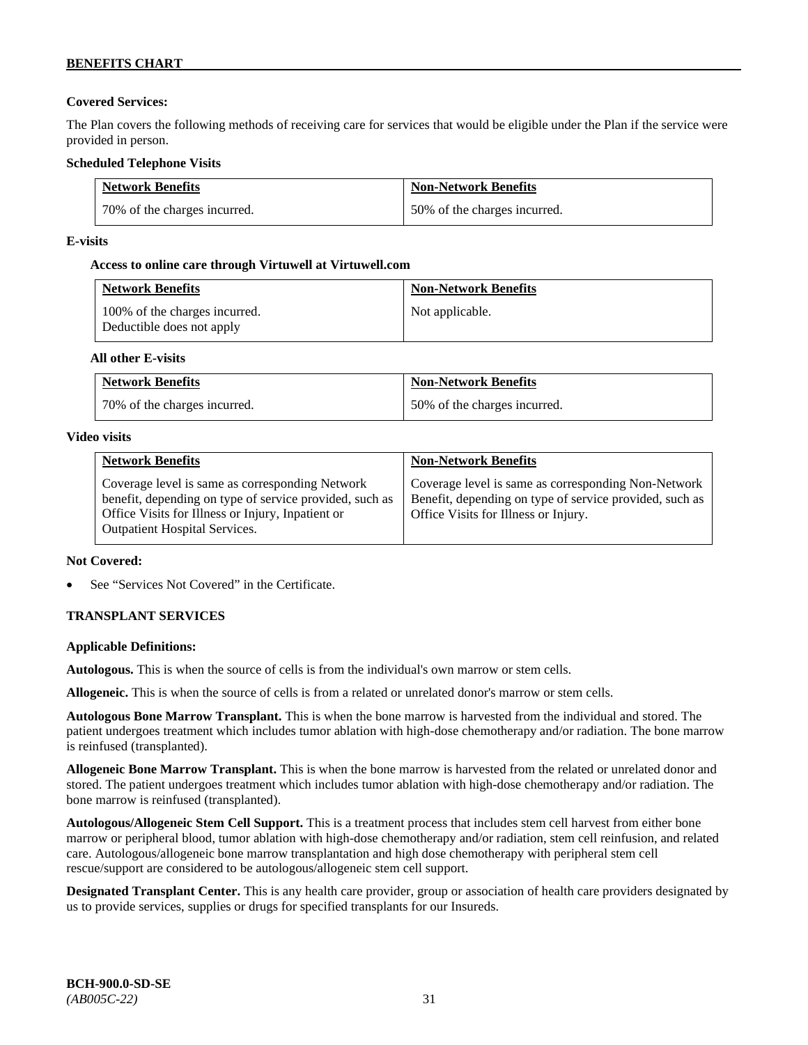**Covered Services:**

The Plan covers the following methods of receiving care for services that would be eligible under the Plan if the service were provided in person.

**Scheduled Telephone Visits**

| Network Benefits | Non-Network Benefits |
|---|---|
| 70% of the charges incurred. | 50% of the charges incurred. |

**E-visits**

**Access to online care through Virtuwell at Virtuwell.com**

| Network Benefits | Non-Network Benefits |
|---|---|
| 100% of the charges incurred. Deductible does not apply | Not applicable. |

**All other E-visits**

| Network Benefits | Non-Network Benefits |
|---|---|
| 70% of the charges incurred. | 50% of the charges incurred. |

**Video visits**

| Network Benefits | Non-Network Benefits |
|---|---|
| Coverage level is same as corresponding Network benefit, depending on type of service provided, such as Office Visits for Illness or Injury, Inpatient or Outpatient Hospital Services. | Coverage level is same as corresponding Non-Network Benefit, depending on type of service provided, such as Office Visits for Illness or Injury. |

**Not Covered:**

- See "Services Not Covered" in the Certificate.

**TRANSPLANT SERVICES**

**Applicable Definitions:**

**Autologous.** This is when the source of cells is from the individual's own marrow or stem cells.

**Allogeneic.** This is when the source of cells is from a related or unrelated donor's marrow or stem cells.

**Autologous Bone Marrow Transplant.** This is when the bone marrow is harvested from the individual and stored. The patient undergoes treatment which includes tumor ablation with high-dose chemotherapy and/or radiation. The bone marrow is reinfused (transplanted).

**Allogeneic Bone Marrow Transplant.** This is when the bone marrow is harvested from the related or unrelated donor and stored. The patient undergoes treatment which includes tumor ablation with high-dose chemotherapy and/or radiation. The bone marrow is reinfused (transplanted).

**Autologous/Allogeneic Stem Cell Support.** This is a treatment process that includes stem cell harvest from either bone marrow or peripheral blood, tumor ablation with high-dose chemotherapy and/or radiation, stem cell reinfusion, and related care. Autologous/allogeneic bone marrow transplantation and high dose chemotherapy with peripheral stem cell rescue/support are considered to be autologous/allogeneic stem cell support.

**Designated Transplant Center.** This is any health care provider, group or association of health care providers designated by us to provide services, supplies or drugs for specified transplants for our Insureds.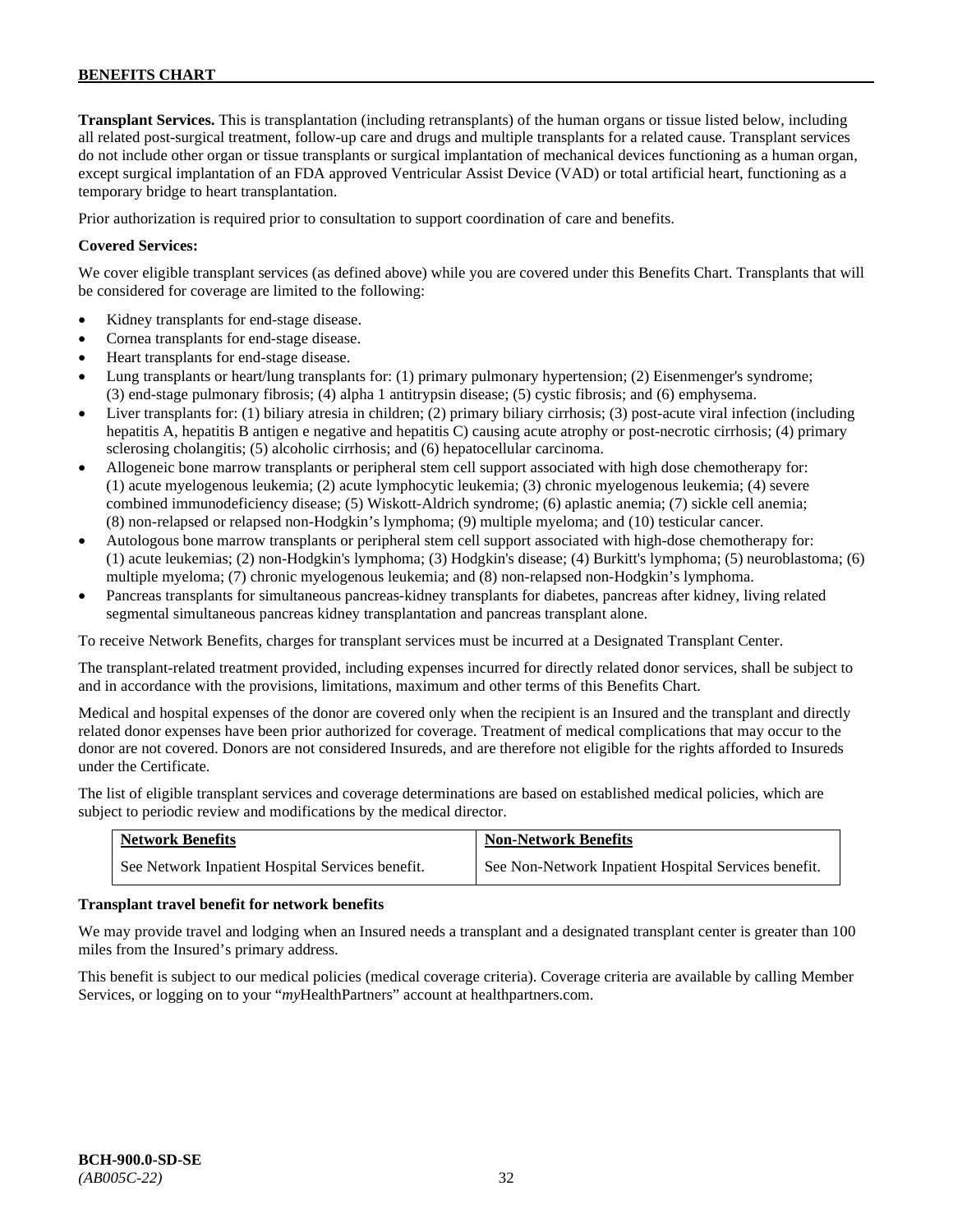**Transplant Services.** This is transplantation (including retransplants) of the human organs or tissue listed below, including all related post-surgical treatment, follow-up care and drugs and multiple transplants for a related cause. Transplant services do not include other organ or tissue transplants or surgical implantation of mechanical devices functioning as a human organ, except surgical implantation of an FDA approved Ventricular Assist Device (VAD) or total artificial heart, functioning as a temporary bridge to heart transplantation.

Prior authorization is required prior to consultation to support coordination of care and benefits.

**Covered Services:**

We cover eligible transplant services (as defined above) while you are covered under this Benefits Chart. Transplants that will be considered for coverage are limited to the following:

- Kidney transplants for end-stage disease.
- Cornea transplants for end-stage disease.
- Heart transplants for end-stage disease.
- Lung transplants or heart/lung transplants for: (1) primary pulmonary hypertension; (2) Eisenmenger's syndrome; (3) end-stage pulmonary fibrosis; (4) alpha 1 antitrypsin disease; (5) cystic fibrosis; and (6) emphysema.
- Liver transplants for: (1) biliary atresia in children; (2) primary biliary cirrhosis; (3) post-acute viral infection (including hepatitis A, hepatitis B antigen e negative and hepatitis C) causing acute atrophy or post-necrotic cirrhosis; (4) primary sclerosing cholangitis; (5) alcoholic cirrhosis; and (6) hepatocellular carcinoma.
- Allogeneic bone marrow transplants or peripheral stem cell support associated with high dose chemotherapy for: (1) acute myelogenous leukemia; (2) acute lymphocytic leukemia; (3) chronic myelogenous leukemia; (4) severe combined immunodeficiency disease; (5) Wiskott-Aldrich syndrome; (6) aplastic anemia; (7) sickle cell anemia; (8) non-relapsed or relapsed non-Hodgkin's lymphoma; (9) multiple myeloma; and (10) testicular cancer.
- Autologous bone marrow transplants or peripheral stem cell support associated with high-dose chemotherapy for: (1) acute leukemias; (2) non-Hodgkin's lymphoma; (3) Hodgkin's disease; (4) Burkitt's lymphoma; (5) neuroblastoma; (6) multiple myeloma; (7) chronic myelogenous leukemia; and (8) non-relapsed non-Hodgkin's lymphoma.
- Pancreas transplants for simultaneous pancreas-kidney transplants for diabetes, pancreas after kidney, living related segmental simultaneous pancreas kidney transplantation and pancreas transplant alone.

To receive Network Benefits, charges for transplant services must be incurred at a Designated Transplant Center.

The transplant-related treatment provided, including expenses incurred for directly related donor services, shall be subject to and in accordance with the provisions, limitations, maximum and other terms of this Benefits Chart.

Medical and hospital expenses of the donor are covered only when the recipient is an Insured and the transplant and directly related donor expenses have been prior authorized for coverage. Treatment of medical complications that may occur to the donor are not covered. Donors are not considered Insureds, and are therefore not eligible for the rights afforded to Insureds under the Certificate.

The list of eligible transplant services and coverage determinations are based on established medical policies, which are subject to periodic review and modifications by the medical director.

| Network Benefits | Non-Network Benefits |
|---|---|
| See Network Inpatient Hospital Services benefit. | See Non-Network Inpatient Hospital Services benefit. |

**Transplant travel benefit for network benefits**

We may provide travel and lodging when an Insured needs a transplant and a designated transplant center is greater than 100 miles from the Insured's primary address.

This benefit is subject to our medical policies (medical coverage criteria). Coverage criteria are available by calling Member Services, or logging on to your "*my*HealthPartners" account at healthpartners.com.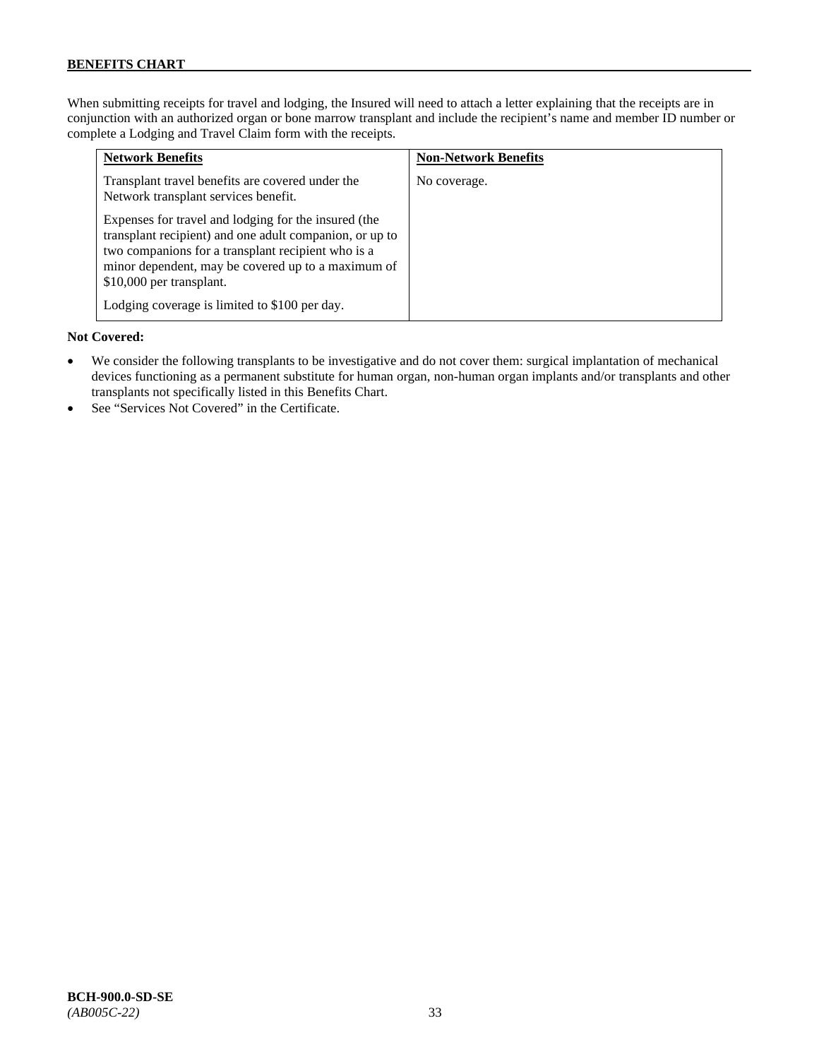When submitting receipts for travel and lodging, the Insured will need to attach a letter explaining that the receipts are in conjunction with an authorized organ or bone marrow transplant and include the recipient's name and member ID number or complete a Lodging and Travel Claim form with the receipts.

| Network Benefits | Non-Network Benefits |
|---|---|
| Transplant travel benefits are covered under the Network transplant services benefit.<br><br>Expenses for travel and lodging for the insured (the transplant recipient) and one adult companion, or up to two companions for a transplant recipient who is a minor dependent, may be covered up to a maximum of $10,000 per transplant.<br><br>Lodging coverage is limited to $100 per day. | No coverage. |

**Not Covered:**

- We consider the following transplants to be investigative and do not cover them: surgical implantation of mechanical devices functioning as a permanent substitute for human organ, non-human organ implants and/or transplants and other transplants not specifically listed in this Benefits Chart.
- See "Services Not Covered" in the Certificate.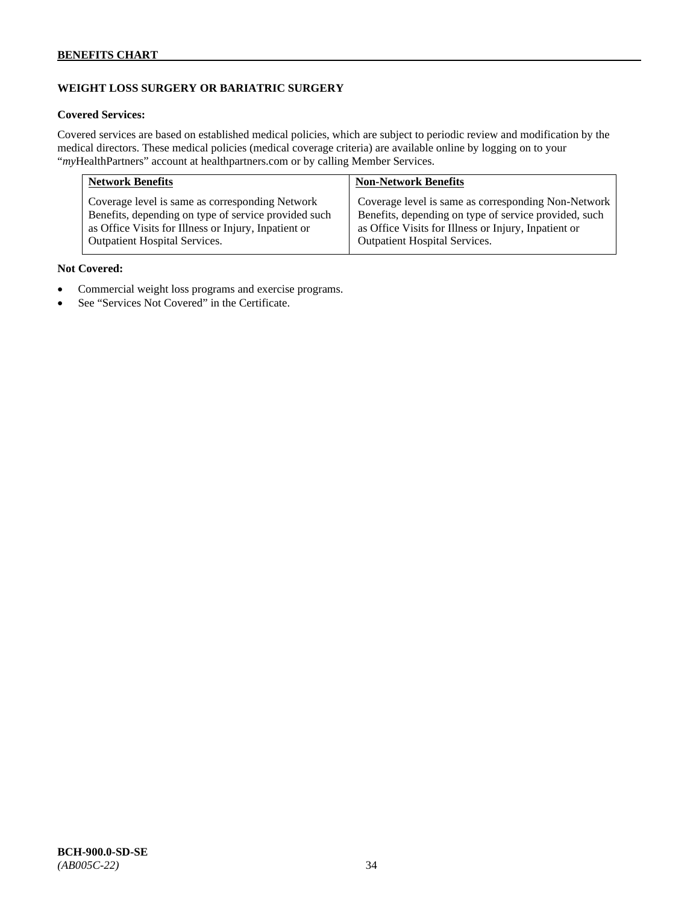## WEIGHT LOSS SURGERY OR BARIATRIC SURGERY

**Covered Services:**

Covered services are based on established medical policies, which are subject to periodic review and modification by the medical directors. These medical policies (medical coverage criteria) are available online by logging on to your "*my*HealthPartners" account at healthpartners.com or by calling Member Services.

| Network Benefits | Non-Network Benefits |
|---|---|
| Coverage level is same as corresponding Network Benefits, depending on type of service provided such as Office Visits for Illness or Injury, Inpatient or Outpatient Hospital Services. | Coverage level is same as corresponding Non-Network Benefits, depending on type of service provided, such as Office Visits for Illness or Injury, Inpatient or Outpatient Hospital Services. |

**Not Covered:**

- Commercial weight loss programs and exercise programs.
- See "Services Not Covered" in the Certificate.

**BCH-900.0-SD-SE**
*(AB005C-22)*